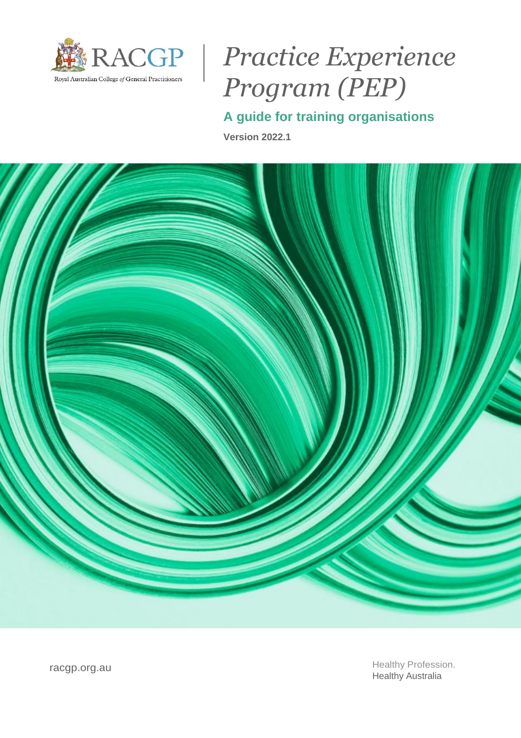RACGP

Royal Australian College *of* General Practitioners

# *Practice Experience Program (PEP)*

## A guide for training organisations

**Version 2022.1**

racgp.org.au

Healthy Profession.
Healthy Australia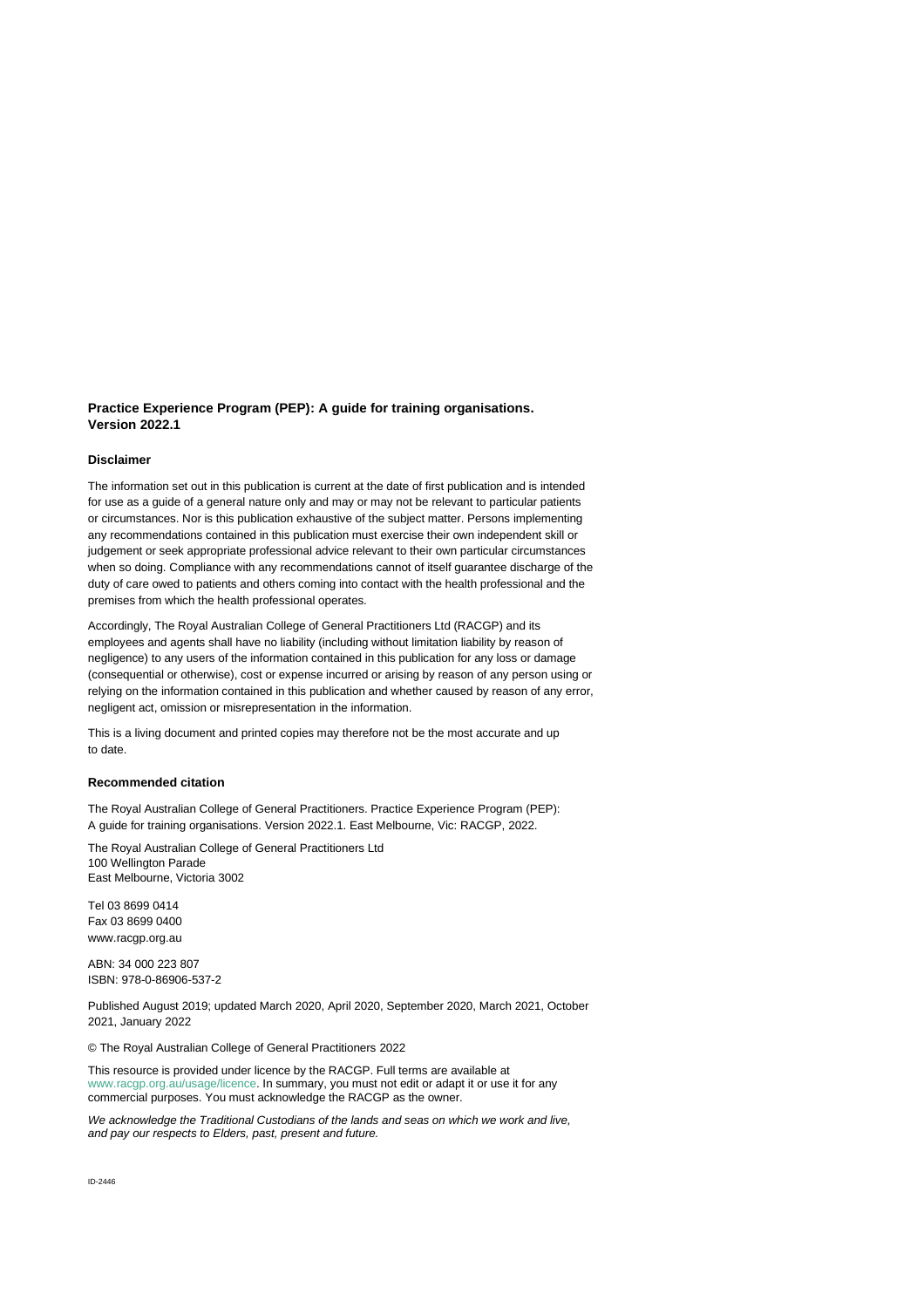**Practice Experience Program (PEP): A guide for training organisations. Version 2022.1**

**Disclaimer**

The information set out in this publication is current at the date of first publication and is intended for use as a guide of a general nature only and may or may not be relevant to particular patients or circumstances. Nor is this publication exhaustive of the subject matter. Persons implementing any recommendations contained in this publication must exercise their own independent skill or judgement or seek appropriate professional advice relevant to their own particular circumstances when so doing. Compliance with any recommendations cannot of itself guarantee discharge of the duty of care owed to patients and others coming into contact with the health professional and the premises from which the health professional operates.

Accordingly, The Royal Australian College of General Practitioners Ltd (RACGP) and its employees and agents shall have no liability (including without limitation liability by reason of negligence) to any users of the information contained in this publication for any loss or damage (consequential or otherwise), cost or expense incurred or arising by reason of any person using or relying on the information contained in this publication and whether caused by reason of any error, negligent act, omission or misrepresentation in the information.

This is a living document and printed copies may therefore not be the most accurate and up to date.

**Recommended citation**

The Royal Australian College of General Practitioners. Practice Experience Program (PEP): A guide for training organisations. Version 2022.1. East Melbourne, Vic: RACGP, 2022.

The Royal Australian College of General Practitioners Ltd
100 Wellington Parade
East Melbourne, Victoria 3002

Tel 03 8699 0414
Fax 03 8699 0400
www.racgp.org.au

ABN: 34 000 223 807
ISBN: 978-0-86906-537-2

Published August 2019; updated March 2020, April 2020, September 2020, March 2021, October 2021, January 2022

© The Royal Australian College of General Practitioners 2022

This resource is provided under licence by the RACGP. Full terms are available at www.racgp.org.au/usage/licence. In summary, you must not edit or adapt it or use it for any commercial purposes. You must acknowledge the RACGP as the owner.

*We acknowledge the Traditional Custodians of the lands and seas on which we work and live, and pay our respects to Elders, past, present and future.*

ID-2446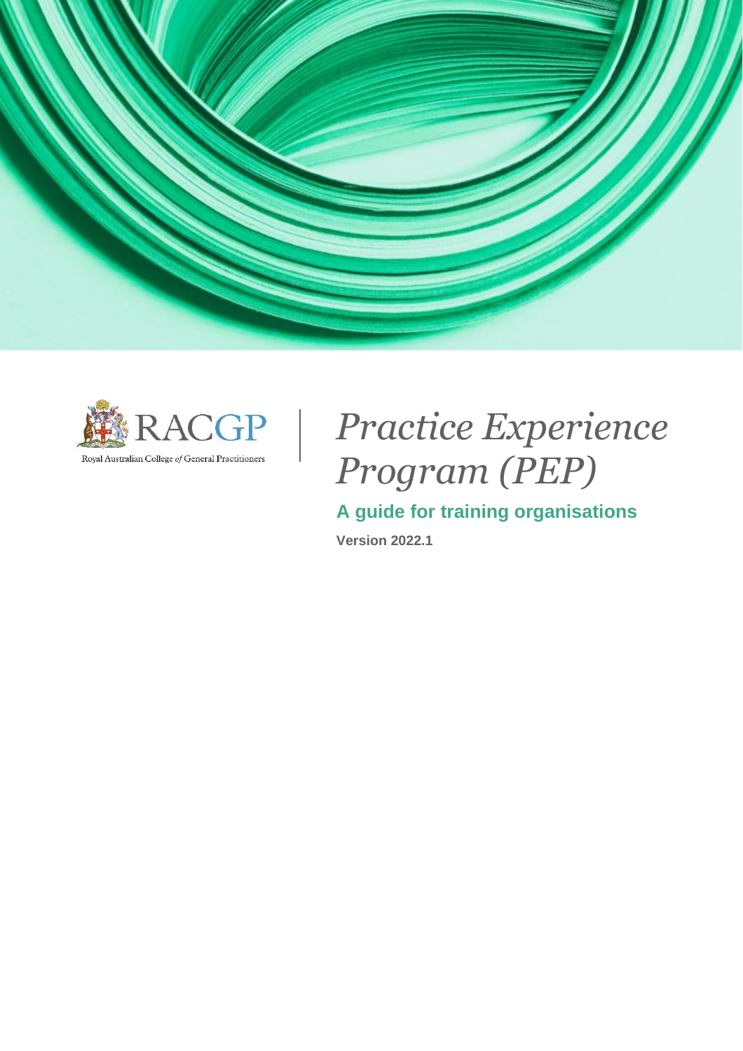Royal Australian College of General Practitioners

# Practice Experience Program (PEP)

## A guide for training organisations

**Version 2022.1**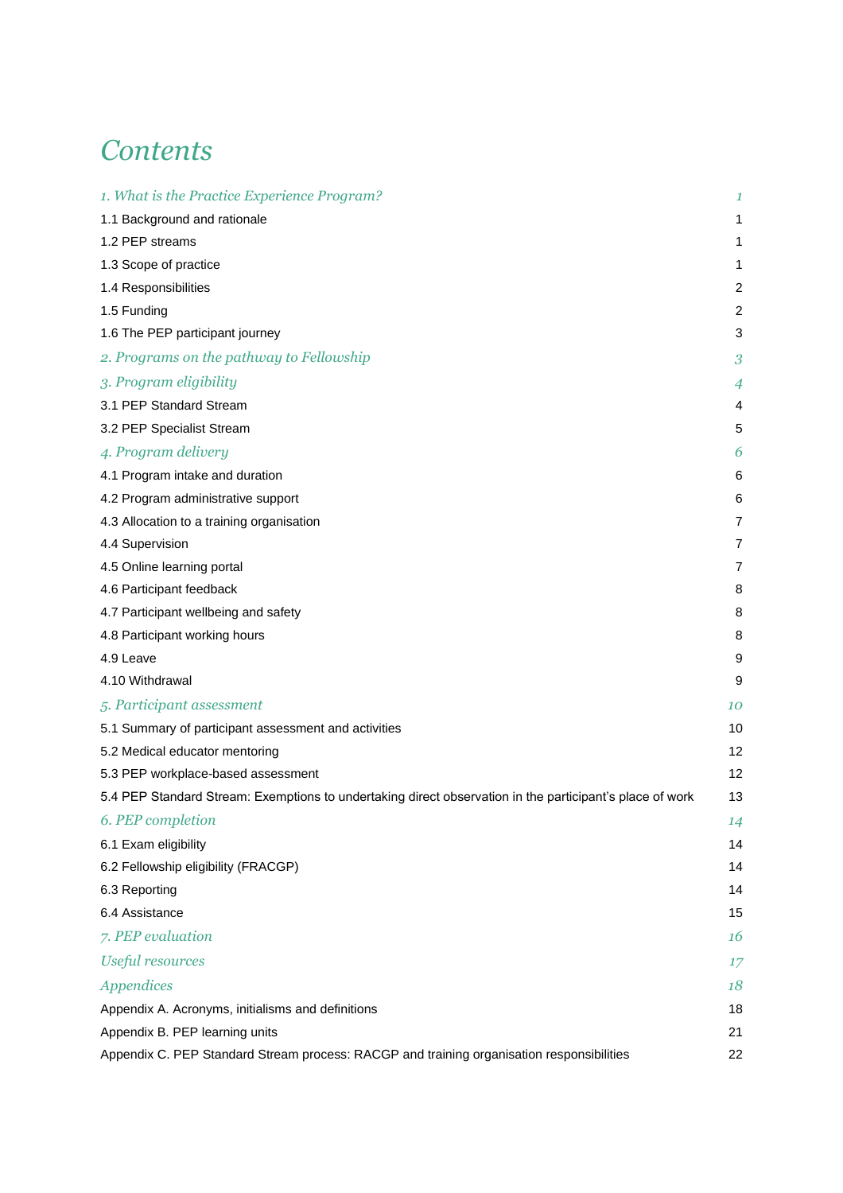# Contents

| | |
|---|---|
| *1. What is the Practice Experience Program?* | *1* |
| 1.1 Background and rationale | 1 |
| 1.2 PEP streams | 1 |
| 1.3 Scope of practice | 1 |
| 1.4 Responsibilities | 2 |
| 1.5 Funding | 2 |
| 1.6 The PEP participant journey | 3 |
| *2. Programs on the pathway to Fellowship* | *3* |
| *3. Program eligibility* | *4* |
| 3.1 PEP Standard Stream | 4 |
| 3.2 PEP Specialist Stream | 5 |
| *4. Program delivery* | *6* |
| 4.1 Program intake and duration | 6 |
| 4.2 Program administrative support | 6 |
| 4.3 Allocation to a training organisation | 7 |
| 4.4 Supervision | 7 |
| 4.5 Online learning portal | 7 |
| 4.6 Participant feedback | 8 |
| 4.7 Participant wellbeing and safety | 8 |
| 4.8 Participant working hours | 8 |
| 4.9 Leave | 9 |
| 4.10 Withdrawal | 9 |
| *5. Participant assessment* | *10* |
| 5.1 Summary of participant assessment and activities | 10 |
| 5.2 Medical educator mentoring | 12 |
| 5.3 PEP workplace-based assessment | 12 |
| 5.4 PEP Standard Stream: Exemptions to undertaking direct observation in the participant's place of work | 13 |
| *6. PEP completion* | *14* |
| 6.1 Exam eligibility | 14 |
| 6.2 Fellowship eligibility (FRACGP) | 14 |
| 6.3 Reporting | 14 |
| 6.4 Assistance | 15 |
| *7. PEP evaluation* | *16* |
| *Useful resources* | *17* |
| *Appendices* | *18* |
| Appendix A. Acronyms, initialisms and definitions | 18 |
| Appendix B. PEP learning units | 21 |
| Appendix C. PEP Standard Stream process: RACGP and training organisation responsibilities | 22 |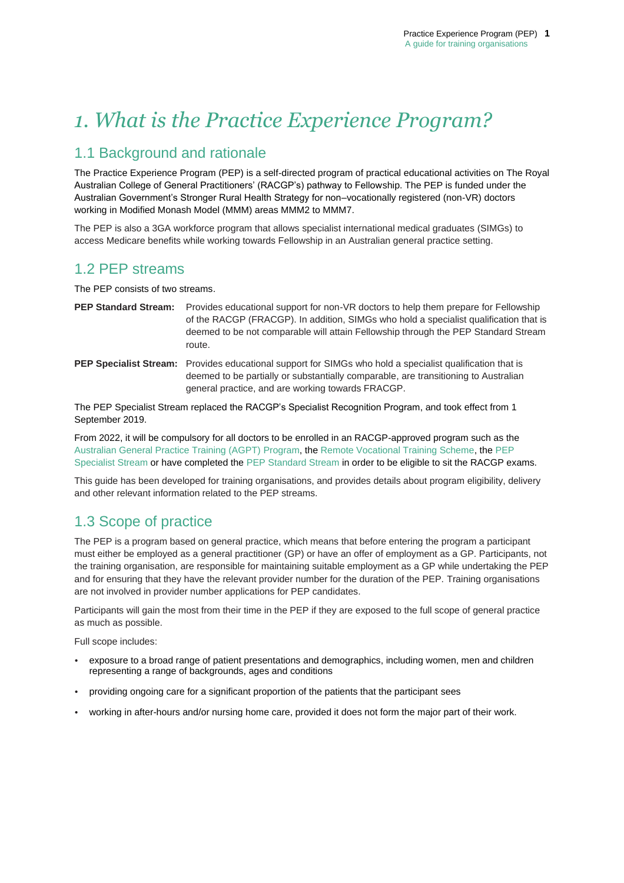# *1. What is the Practice Experience Program?*

## 1.1 Background and rationale

The Practice Experience Program (PEP) is a self-directed program of practical educational activities on The Royal Australian College of General Practitioners' (RACGP's) pathway to Fellowship. The PEP is funded under the Australian Government's Stronger Rural Health Strategy for non–vocationally registered (non-VR) doctors working in Modified Monash Model (MMM) areas MMM2 to MMM7.

The PEP is also a 3GA workforce program that allows specialist international medical graduates (SIMGs) to access Medicare benefits while working towards Fellowship in an Australian general practice setting.

## 1.2 PEP streams

The PEP consists of two streams.

**PEP Standard Stream:** Provides educational support for non-VR doctors to help them prepare for Fellowship of the RACGP (FRACGP). In addition, SIMGs who hold a specialist qualification that is deemed to be not comparable will attain Fellowship through the PEP Standard Stream route.

**PEP Specialist Stream:** Provides educational support for SIMGs who hold a specialist qualification that is deemed to be partially or substantially comparable, are transitioning to Australian general practice, and are working towards FRACGP.

The PEP Specialist Stream replaced the RACGP's Specialist Recognition Program, and took effect from 1 September 2019.

From 2022, it will be compulsory for all doctors to be enrolled in an RACGP-approved program such as the Australian General Practice Training (AGPT) Program, the Remote Vocational Training Scheme, the PEP Specialist Stream or have completed the PEP Standard Stream in order to be eligible to sit the RACGP exams.

This guide has been developed for training organisations, and provides details about program eligibility, delivery and other relevant information related to the PEP streams.

## 1.3 Scope of practice

The PEP is a program based on general practice, which means that before entering the program a participant must either be employed as a general practitioner (GP) or have an offer of employment as a GP. Participants, not the training organisation, are responsible for maintaining suitable employment as a GP while undertaking the PEP and for ensuring that they have the relevant provider number for the duration of the PEP. Training organisations are not involved in provider number applications for PEP candidates.

Participants will gain the most from their time in the PEP if they are exposed to the full scope of general practice as much as possible.

Full scope includes:

- exposure to a broad range of patient presentations and demographics, including women, men and children representing a range of backgrounds, ages and conditions
- providing ongoing care for a significant proportion of the patients that the participant sees
- working in after-hours and/or nursing home care, provided it does not form the major part of their work.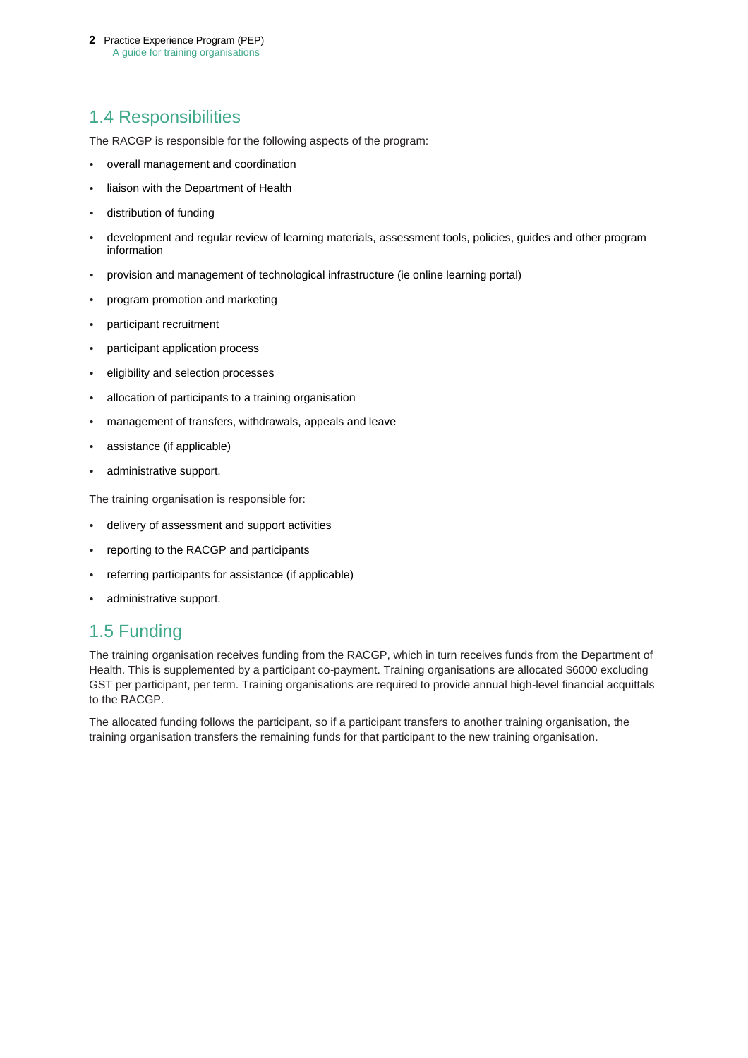## 1.4 Responsibilities

The RACGP is responsible for the following aspects of the program:

- overall management and coordination
- liaison with the Department of Health
- distribution of funding
- development and regular review of learning materials, assessment tools, policies, guides and other program information
- provision and management of technological infrastructure (ie online learning portal)
- program promotion and marketing
- participant recruitment
- participant application process
- eligibility and selection processes
- allocation of participants to a training organisation
- management of transfers, withdrawals, appeals and leave
- assistance (if applicable)
- administrative support.

The training organisation is responsible for:

- delivery of assessment and support activities
- reporting to the RACGP and participants
- referring participants for assistance (if applicable)
- administrative support.

## 1.5 Funding

The training organisation receives funding from the RACGP, which in turn receives funds from the Department of Health. This is supplemented by a participant co-payment. Training organisations are allocated $6000 excluding GST per participant, per term. Training organisations are required to provide annual high-level financial acquittals to the RACGP.

The allocated funding follows the participant, so if a participant transfers to another training organisation, the training organisation transfers the remaining funds for that participant to the new training organisation.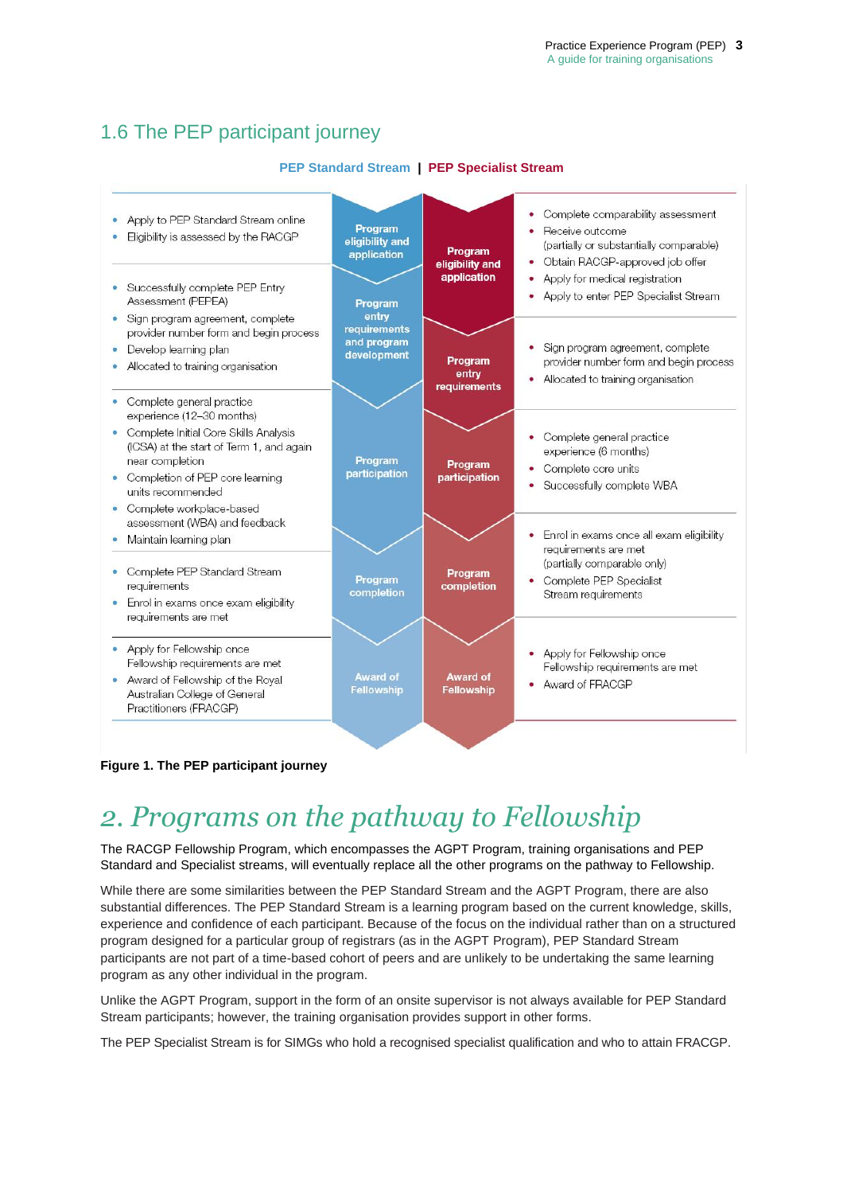## 1.6 The PEP participant journey

**PEP Standard Stream | PEP Specialist Stream**

| PEP Standard Stream | Stage (Standard) | Stage (Specialist) | PEP Specialist Stream |
|---|---|---|---|
| • Apply to PEP Standard Stream online<br>• Eligibility is assessed by the RACGP | Program eligibility and application | Program eligibility and application | • Complete comparability assessment<br>• Receive outcome (partially or substantially comparable)<br>• Obtain RACGP-approved job offer<br>• Apply for medical registration<br>• Apply to enter PEP Specialist Stream |
| • Successfully complete PEP Entry Assessment (PEPEA)<br>• Sign program agreement, complete provider number form and begin process<br>• Develop learning plan<br>• Allocated to training organisation | Program entry requirements and program development | Program entry requirements | • Sign program agreement, complete provider number form and begin process<br>• Allocated to training organisation |
| • Complete general practice experience (12–30 months)<br>• Complete Initial Core Skills Analysis (ICSA) at the start of Term 1, and again near completion<br>• Completion of PEP core learning units recommended<br>• Complete workplace-based assessment (WBA) and feedback<br>• Maintain learning plan | Program participation | Program participation | • Complete general practice experience (6 months)<br>• Complete core units<br>• Successfully complete WBA |
| • Complete PEP Standard Stream requirements<br>• Enrol in exams once exam eligibility requirements are met | Program completion | Program completion | • Enrol in exams once all exam eligibility requirements are met (partially comparable only)<br>• Complete PEP Specialist Stream requirements |
| • Apply for Fellowship once Fellowship requirements are met<br>• Award of Fellowship of the Royal Australian College of General Practitioners (FRACGP) | Award of Fellowship | Award of Fellowship | • Apply for Fellowship once Fellowship requirements are met<br>• Award of FRACGP |

**Figure 1. The PEP participant journey**

# 2. Programs on the pathway to Fellowship

The RACGP Fellowship Program, which encompasses the AGPT Program, training organisations and PEP Standard and Specialist streams, will eventually replace all the other programs on the pathway to Fellowship.

While there are some similarities between the PEP Standard Stream and the AGPT Program, there are also substantial differences. The PEP Standard Stream is a learning program based on the current knowledge, skills, experience and confidence of each participant. Because of the focus on the individual rather than on a structured program designed for a particular group of registrars (as in the AGPT Program), PEP Standard Stream participants are not part of a time-based cohort of peers and are unlikely to be undertaking the same learning program as any other individual in the program.

Unlike the AGPT Program, support in the form of an onsite supervisor is not always available for PEP Standard Stream participants; however, the training organisation provides support in other forms.

The PEP Specialist Stream is for SIMGs who hold a recognised specialist qualification and who to attain FRACGP.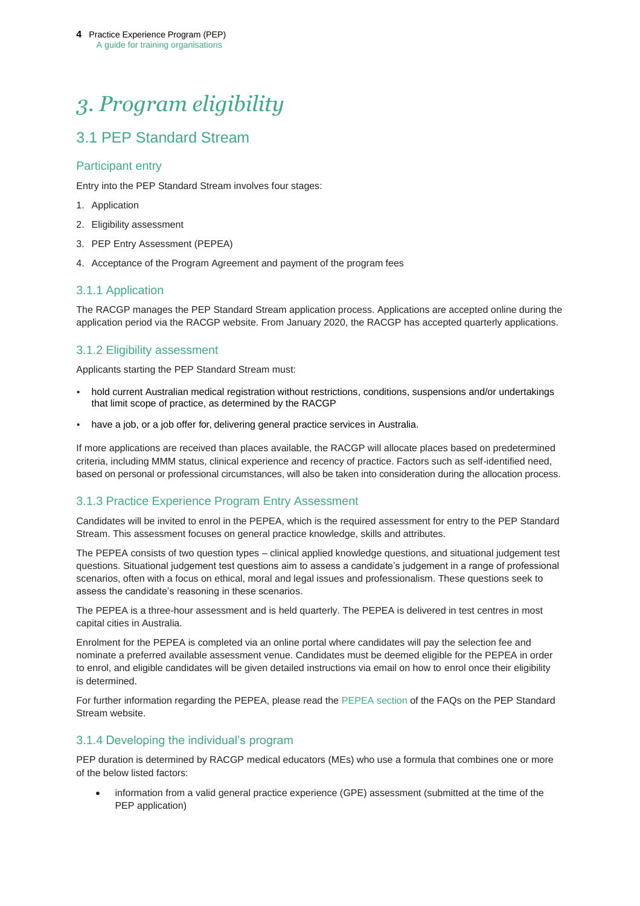# 3. Program eligibility

## 3.1 PEP Standard Stream

### Participant entry

Entry into the PEP Standard Stream involves four stages:

1. Application
2. Eligibility assessment
3. PEP Entry Assessment (PEPEA)
4. Acceptance of the Program Agreement and payment of the program fees

### 3.1.1 Application

The RACGP manages the PEP Standard Stream application process. Applications are accepted online during the application period via the RACGP website. From January 2020, the RACGP has accepted quarterly applications.

### 3.1.2 Eligibility assessment

Applicants starting the PEP Standard Stream must:

- hold current Australian medical registration without restrictions, conditions, suspensions and/or undertakings that limit scope of practice, as determined by the RACGP
- have a job, or a job offer for, delivering general practice services in Australia.

If more applications are received than places available, the RACGP will allocate places based on predetermined criteria, including MMM status, clinical experience and recency of practice. Factors such as self-identified need, based on personal or professional circumstances, will also be taken into consideration during the allocation process.

### 3.1.3 Practice Experience Program Entry Assessment

Candidates will be invited to enrol in the PEPEA, which is the required assessment for entry to the PEP Standard Stream. This assessment focuses on general practice knowledge, skills and attributes.

The PEPEA consists of two question types – clinical applied knowledge questions, and situational judgement test questions. Situational judgement test questions aim to assess a candidate's judgement in a range of professional scenarios, often with a focus on ethical, moral and legal issues and professionalism. These questions seek to assess the candidate's reasoning in these scenarios.

The PEPEA is a three-hour assessment and is held quarterly. The PEPEA is delivered in test centres in most capital cities in Australia.

Enrolment for the PEPEA is completed via an online portal where candidates will pay the selection fee and nominate a preferred available assessment venue. Candidates must be deemed eligible for the PEPEA in order to enrol, and eligible candidates will be given detailed instructions via email on how to enrol once their eligibility is determined.

For further information regarding the PEPEA, please read the PEPEA section of the FAQs on the PEP Standard Stream website.

### 3.1.4 Developing the individual's program

PEP duration is determined by RACGP medical educators (MEs) who use a formula that combines one or more of the below listed factors:

- information from a valid general practice experience (GPE) assessment (submitted at the time of the PEP application)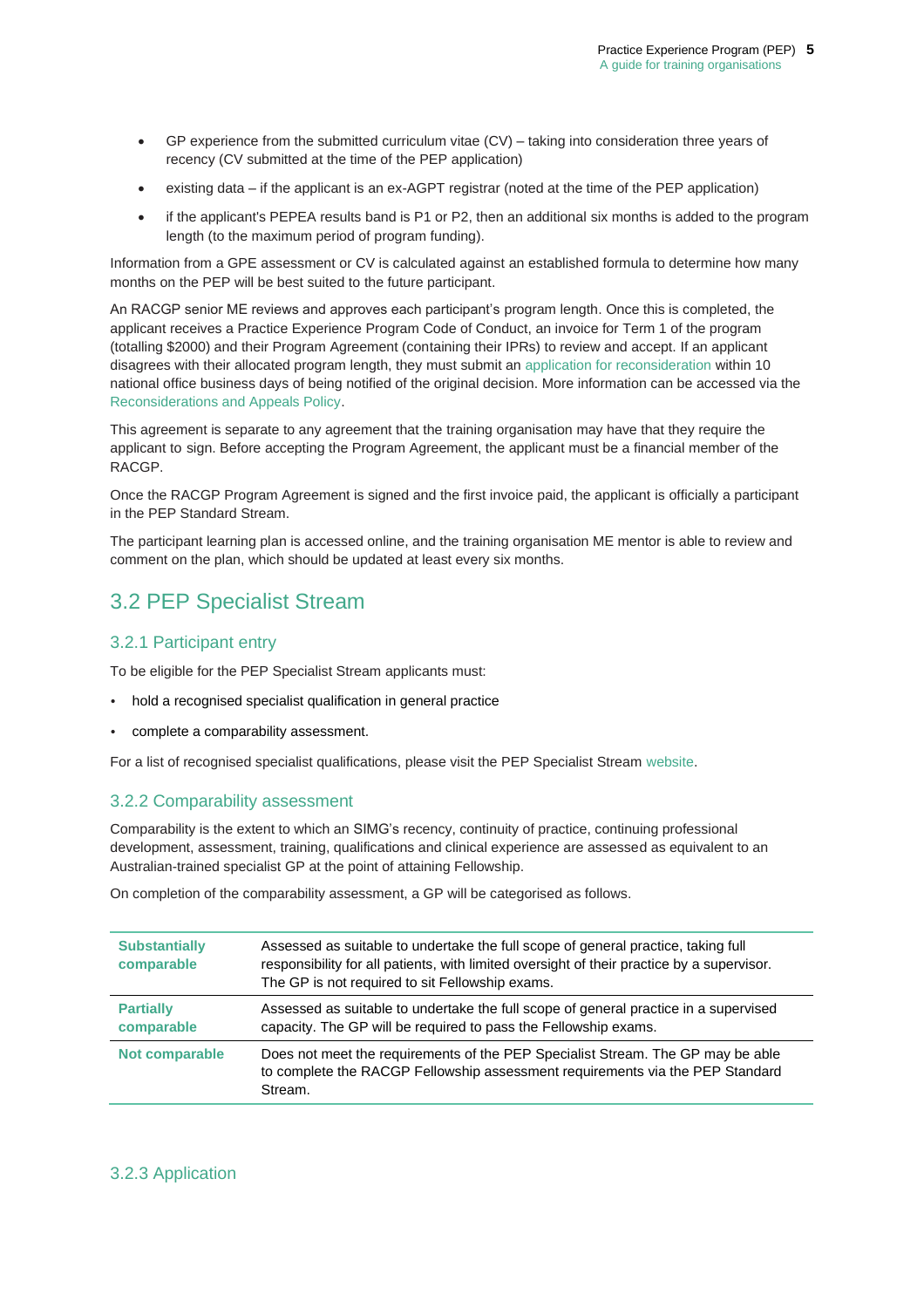- GP experience from the submitted curriculum vitae (CV) – taking into consideration three years of recency (CV submitted at the time of the PEP application)
- existing data – if the applicant is an ex-AGPT registrar (noted at the time of the PEP application)
- if the applicant's PEPEA results band is P1 or P2, then an additional six months is added to the program length (to the maximum period of program funding).

Information from a GPE assessment or CV is calculated against an established formula to determine how many months on the PEP will be best suited to the future participant.

An RACGP senior ME reviews and approves each participant's program length. Once this is completed, the applicant receives a Practice Experience Program Code of Conduct, an invoice for Term 1 of the program (totalling $2000) and their Program Agreement (containing their IPRs) to review and accept. If an applicant disagrees with their allocated program length, they must submit an application for reconsideration within 10 national office business days of being notified of the original decision. More information can be accessed via the Reconsiderations and Appeals Policy.

This agreement is separate to any agreement that the training organisation may have that they require the applicant to sign. Before accepting the Program Agreement, the applicant must be a financial member of the RACGP.

Once the RACGP Program Agreement is signed and the first invoice paid, the applicant is officially a participant in the PEP Standard Stream.

The participant learning plan is accessed online, and the training organisation ME mentor is able to review and comment on the plan, which should be updated at least every six months.

## 3.2 PEP Specialist Stream

### 3.2.1 Participant entry

To be eligible for the PEP Specialist Stream applicants must:

- hold a recognised specialist qualification in general practice
- complete a comparability assessment.

For a list of recognised specialist qualifications, please visit the PEP Specialist Stream website.

### 3.2.2 Comparability assessment

Comparability is the extent to which an SIMG's recency, continuity of practice, continuing professional development, assessment, training, qualifications and clinical experience are assessed as equivalent to an Australian-trained specialist GP at the point of attaining Fellowship.

On completion of the comparability assessment, a GP will be categorised as follows.

| Category | Description |
|---|---|
| **Substantially comparable** | Assessed as suitable to undertake the full scope of general practice, taking full responsibility for all patients, with limited oversight of their practice by a supervisor. The GP is not required to sit Fellowship exams. |
| **Partially comparable** | Assessed as suitable to undertake the full scope of general practice in a supervised capacity. The GP will be required to pass the Fellowship exams. |
| **Not comparable** | Does not meet the requirements of the PEP Specialist Stream. The GP may be able to complete the RACGP Fellowship assessment requirements via the PEP Standard Stream. |

### 3.2.3 Application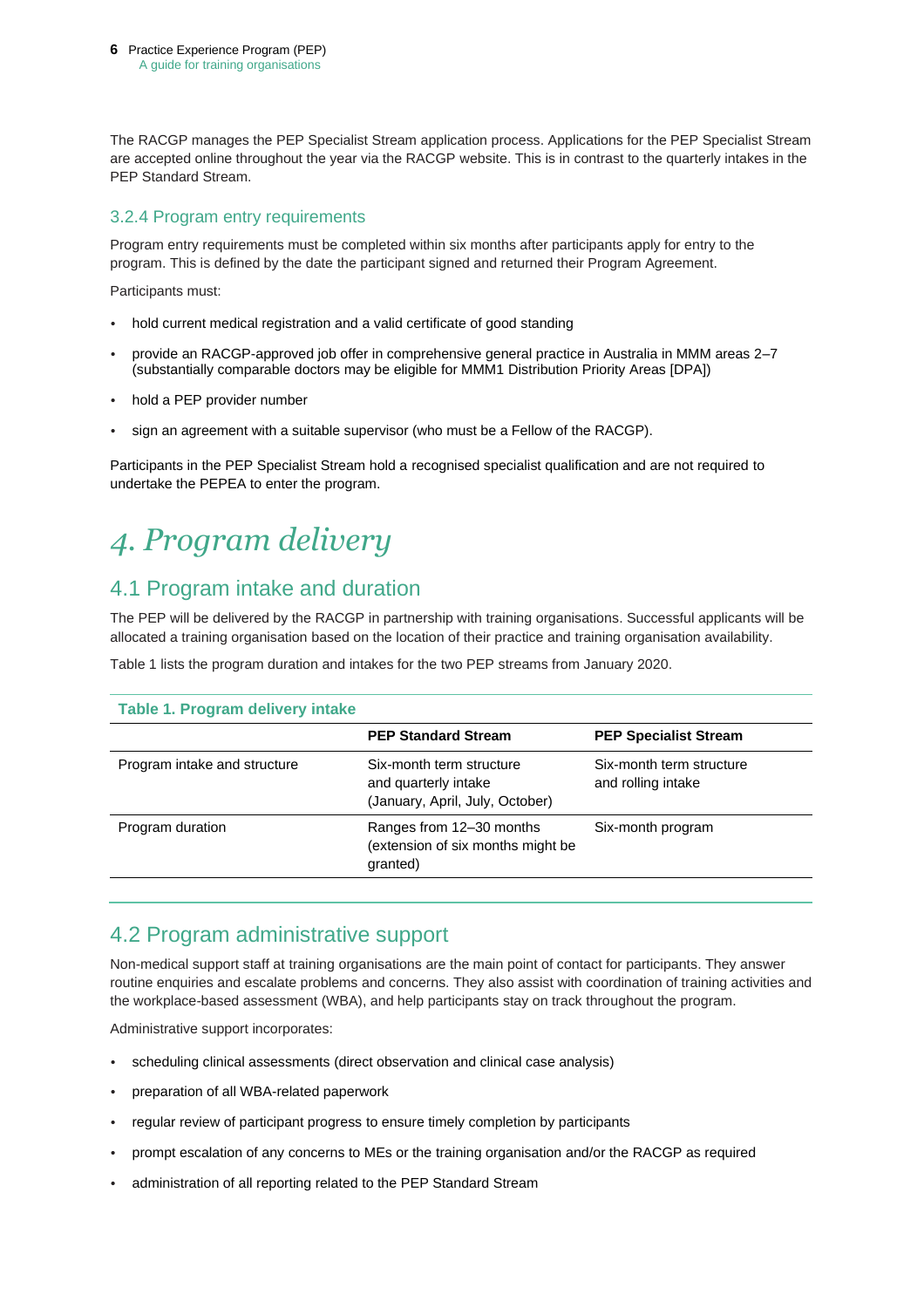The RACGP manages the PEP Specialist Stream application process. Applications for the PEP Specialist Stream are accepted online throughout the year via the RACGP website. This is in contrast to the quarterly intakes in the PEP Standard Stream.

### 3.2.4 Program entry requirements

Program entry requirements must be completed within six months after participants apply for entry to the program. This is defined by the date the participant signed and returned their Program Agreement.

Participants must:

- hold current medical registration and a valid certificate of good standing
- provide an RACGP-approved job offer in comprehensive general practice in Australia in MMM areas 2–7 (substantially comparable doctors may be eligible for MMM1 Distribution Priority Areas [DPA])
- hold a PEP provider number
- sign an agreement with a suitable supervisor (who must be a Fellow of the RACGP).

Participants in the PEP Specialist Stream hold a recognised specialist qualification and are not required to undertake the PEPEA to enter the program.

# *4. Program delivery*

## 4.1 Program intake and duration

The PEP will be delivered by the RACGP in partnership with training organisations. Successful applicants will be allocated a training organisation based on the location of their practice and training organisation availability.

Table 1 lists the program duration and intakes for the two PEP streams from January 2020.

**Table 1. Program delivery intake**

| | PEP Standard Stream | PEP Specialist Stream |
|---|---|---|
| Program intake and structure | Six-month term structure and quarterly intake (January, April, July, October) | Six-month term structure and rolling intake |
| Program duration | Ranges from 12–30 months (extension of six months might be granted) | Six-month program |

## 4.2 Program administrative support

Non-medical support staff at training organisations are the main point of contact for participants. They answer routine enquiries and escalate problems and concerns. They also assist with coordination of training activities and the workplace-based assessment (WBA), and help participants stay on track throughout the program.

Administrative support incorporates:

- scheduling clinical assessments (direct observation and clinical case analysis)
- preparation of all WBA-related paperwork
- regular review of participant progress to ensure timely completion by participants
- prompt escalation of any concerns to MEs or the training organisation and/or the RACGP as required
- administration of all reporting related to the PEP Standard Stream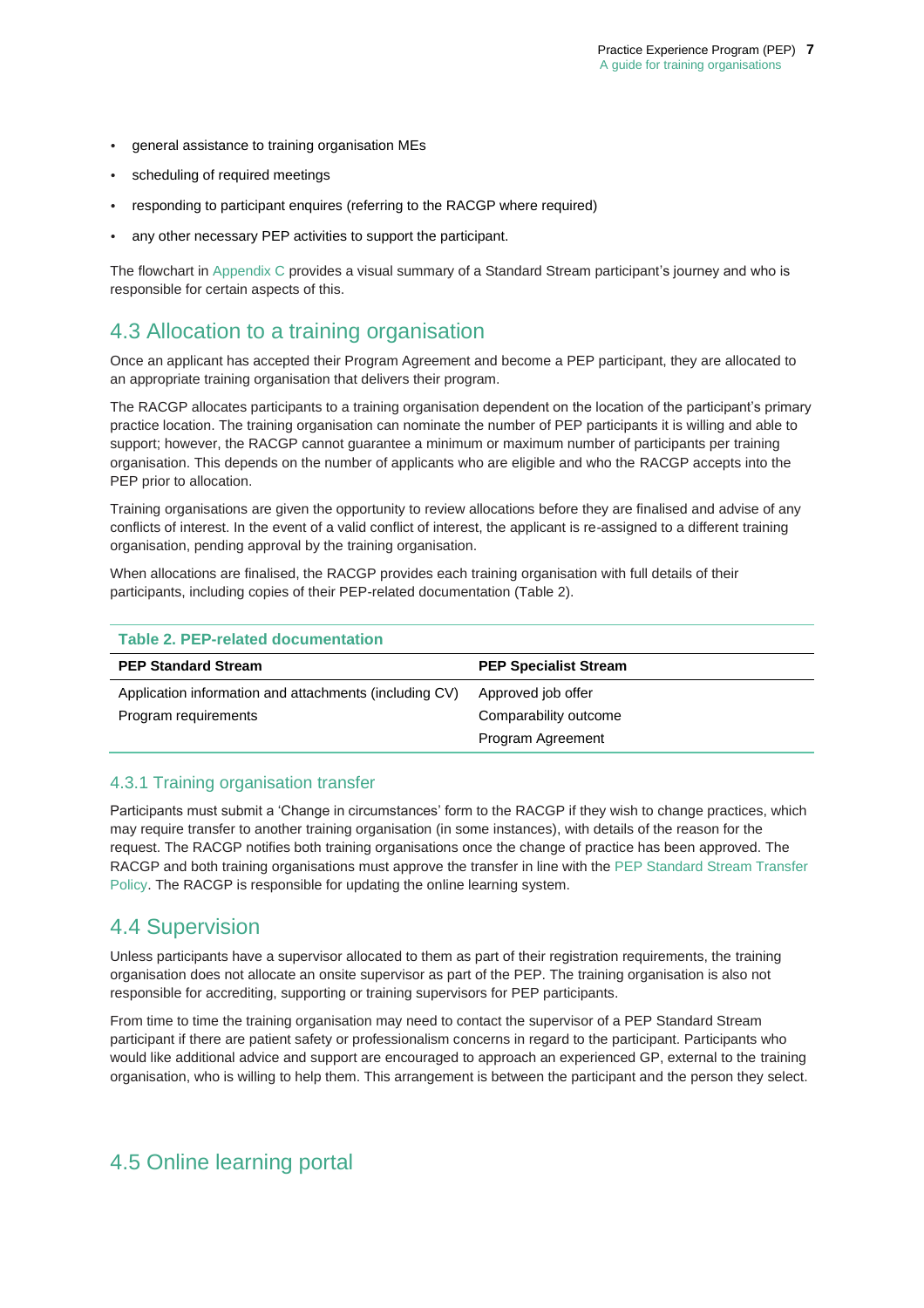- general assistance to training organisation MEs
- scheduling of required meetings
- responding to participant enquires (referring to the RACGP where required)
- any other necessary PEP activities to support the participant.

The flowchart in Appendix C provides a visual summary of a Standard Stream participant's journey and who is responsible for certain aspects of this.

## 4.3 Allocation to a training organisation

Once an applicant has accepted their Program Agreement and become a PEP participant, they are allocated to an appropriate training organisation that delivers their program.

The RACGP allocates participants to a training organisation dependent on the location of the participant's primary practice location. The training organisation can nominate the number of PEP participants it is willing and able to support; however, the RACGP cannot guarantee a minimum or maximum number of participants per training organisation. This depends on the number of applicants who are eligible and who the RACGP accepts into the PEP prior to allocation.

Training organisations are given the opportunity to review allocations before they are finalised and advise of any conflicts of interest. In the event of a valid conflict of interest, the applicant is re-assigned to a different training organisation, pending approval by the training organisation.

When allocations are finalised, the RACGP provides each training organisation with full details of their participants, including copies of their PEP-related documentation (Table 2).

**Table 2. PEP-related documentation**

| PEP Standard Stream | PEP Specialist Stream |
|---|---|
| Application information and attachments (including CV) | Approved job offer |
| Program requirements | Comparability outcome |
| | Program Agreement |

### 4.3.1 Training organisation transfer

Participants must submit a 'Change in circumstances' form to the RACGP if they wish to change practices, which may require transfer to another training organisation (in some instances), with details of the reason for the request. The RACGP notifies both training organisations once the change of practice has been approved. The RACGP and both training organisations must approve the transfer in line with the PEP Standard Stream Transfer Policy. The RACGP is responsible for updating the online learning system.

## 4.4 Supervision

Unless participants have a supervisor allocated to them as part of their registration requirements, the training organisation does not allocate an onsite supervisor as part of the PEP. The training organisation is also not responsible for accrediting, supporting or training supervisors for PEP participants.

From time to time the training organisation may need to contact the supervisor of a PEP Standard Stream participant if there are patient safety or professionalism concerns in regard to the participant. Participants who would like additional advice and support are encouraged to approach an experienced GP, external to the training organisation, who is willing to help them. This arrangement is between the participant and the person they select.

## 4.5 Online learning portal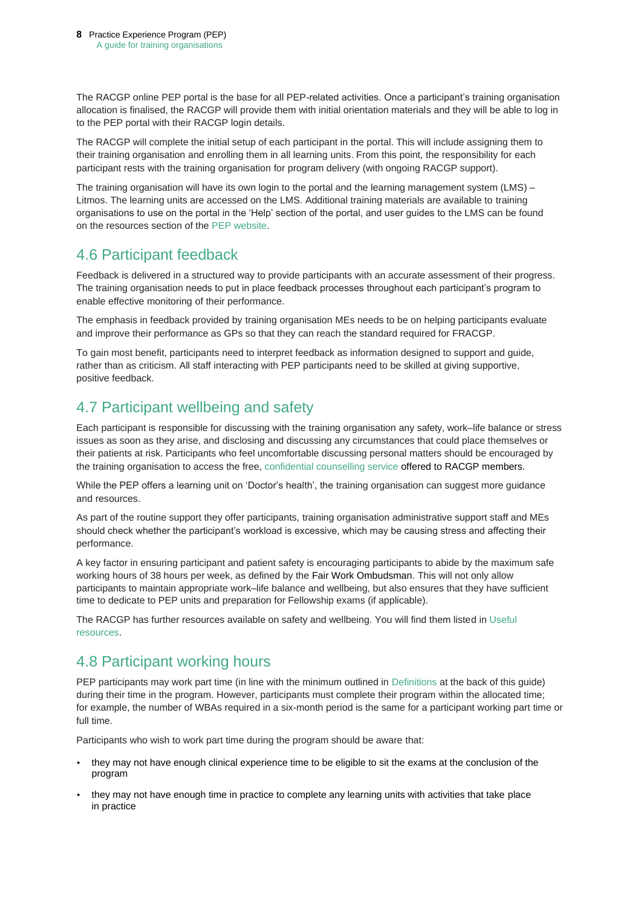The RACGP online PEP portal is the base for all PEP-related activities. Once a participant's training organisation allocation is finalised, the RACGP will provide them with initial orientation materials and they will be able to log in to the PEP portal with their RACGP login details.

The RACGP will complete the initial setup of each participant in the portal. This will include assigning them to their training organisation and enrolling them in all learning units. From this point, the responsibility for each participant rests with the training organisation for program delivery (with ongoing RACGP support).

The training organisation will have its own login to the portal and the learning management system (LMS) – Litmos. The learning units are accessed on the LMS. Additional training materials are available to training organisations to use on the portal in the 'Help' section of the portal, and user guides to the LMS can be found on the resources section of the PEP website.

## 4.6 Participant feedback

Feedback is delivered in a structured way to provide participants with an accurate assessment of their progress. The training organisation needs to put in place feedback processes throughout each participant's program to enable effective monitoring of their performance.

The emphasis in feedback provided by training organisation MEs needs to be on helping participants evaluate and improve their performance as GPs so that they can reach the standard required for FRACGP.

To gain most benefit, participants need to interpret feedback as information designed to support and guide, rather than as criticism. All staff interacting with PEP participants need to be skilled at giving supportive, positive feedback.

## 4.7 Participant wellbeing and safety

Each participant is responsible for discussing with the training organisation any safety, work–life balance or stress issues as soon as they arise, and disclosing and discussing any circumstances that could place themselves or their patients at risk. Participants who feel uncomfortable discussing personal matters should be encouraged by the training organisation to access the free, confidential counselling service offered to RACGP members.

While the PEP offers a learning unit on 'Doctor's health', the training organisation can suggest more guidance and resources.

As part of the routine support they offer participants, training organisation administrative support staff and MEs should check whether the participant's workload is excessive, which may be causing stress and affecting their performance.

A key factor in ensuring participant and patient safety is encouraging participants to abide by the maximum safe working hours of 38 hours per week, as defined by the Fair Work Ombudsman. This will not only allow participants to maintain appropriate work–life balance and wellbeing, but also ensures that they have sufficient time to dedicate to PEP units and preparation for Fellowship exams (if applicable).

The RACGP has further resources available on safety and wellbeing. You will find them listed in Useful resources.

## 4.8 Participant working hours

PEP participants may work part time (in line with the minimum outlined in Definitions at the back of this guide) during their time in the program. However, participants must complete their program within the allocated time; for example, the number of WBAs required in a six-month period is the same for a participant working part time or full time.

Participants who wish to work part time during the program should be aware that:

- they may not have enough clinical experience time to be eligible to sit the exams at the conclusion of the program
- they may not have enough time in practice to complete any learning units with activities that take place in practice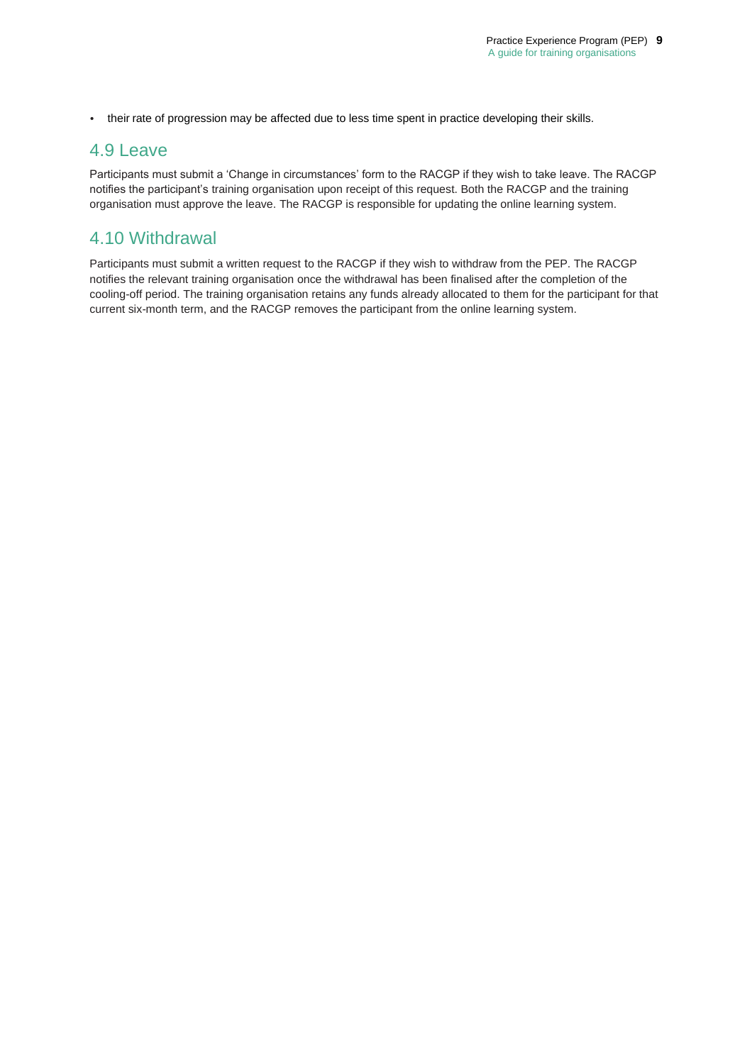- their rate of progression may be affected due to less time spent in practice developing their skills.

## 4.9 Leave

Participants must submit a 'Change in circumstances' form to the RACGP if they wish to take leave. The RACGP notifies the participant's training organisation upon receipt of this request. Both the RACGP and the training organisation must approve the leave. The RACGP is responsible for updating the online learning system.

## 4.10 Withdrawal

Participants must submit a written request to the RACGP if they wish to withdraw from the PEP. The RACGP notifies the relevant training organisation once the withdrawal has been finalised after the completion of the cooling-off period. The training organisation retains any funds already allocated to them for the participant for that current six-month term, and the RACGP removes the participant from the online learning system.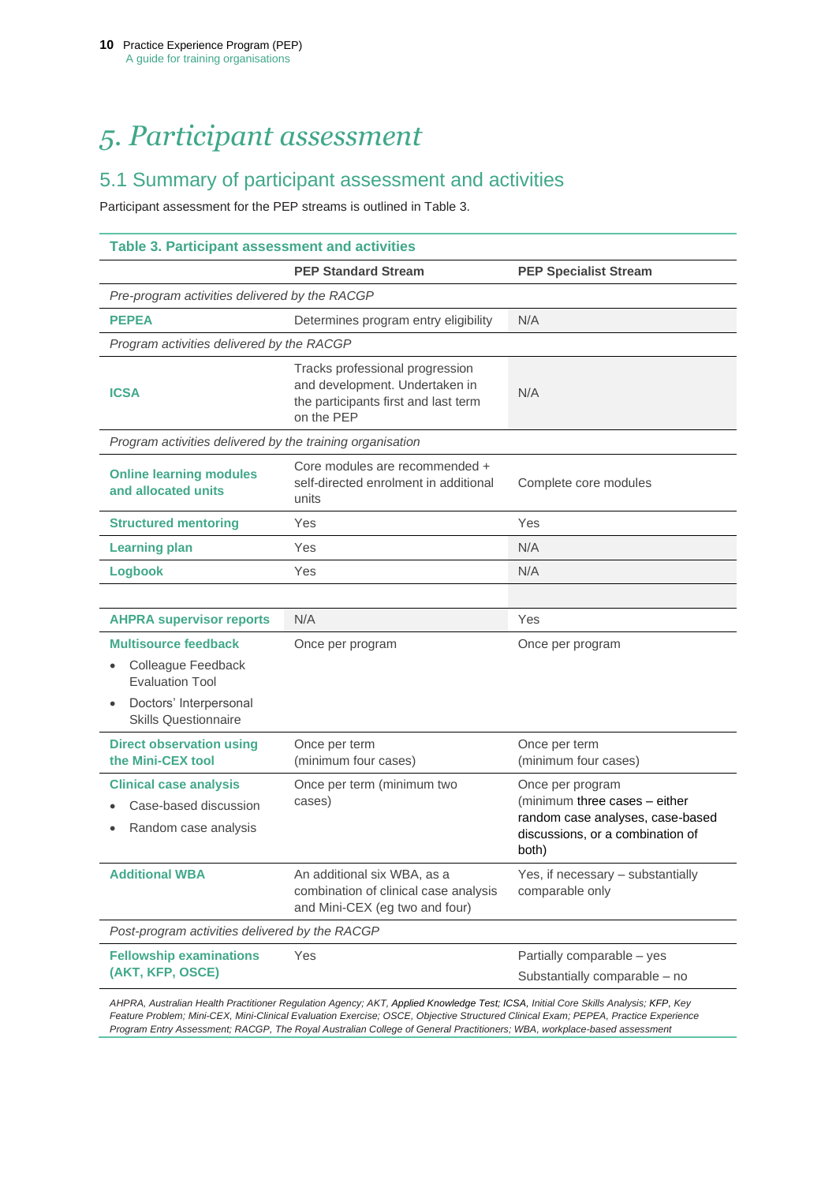# 5. Participant assessment

## 5.1 Summary of participant assessment and activities

Participant assessment for the PEP streams is outlined in Table 3.

**Table 3. Participant assessment and activities**

| | PEP Standard Stream | PEP Specialist Stream |
|---|---|---|
| *Pre-program activities delivered by the RACGP* | | |
| **PEPEA** | Determines program entry eligibility | N/A |
| *Program activities delivered by the RACGP* | | |
| **ICSA** | Tracks professional progression and development. Undertaken in the participants first and last term on the PEP | N/A |
| *Program activities delivered by the training organisation* | | |
| **Online learning modules and allocated units** | Core modules are recommended + self-directed enrolment in additional units | Complete core modules |
| **Structured mentoring** | Yes | Yes |
| **Learning plan** | Yes | N/A |
| **Logbook** | Yes | N/A |
| | | |
| **AHPRA supervisor reports** | N/A | Yes |
| **Multisource feedback**<br>• Colleague Feedback Evaluation Tool<br>• Doctors' Interpersonal Skills Questionnaire | Once per program | Once per program |
| **Direct observation using the Mini-CEX tool** | Once per term (minimum four cases) | Once per term (minimum four cases) |
| **Clinical case analysis**<br>• Case-based discussion<br>• Random case analysis | Once per term (minimum two cases) | Once per program (minimum three cases – either random case analyses, case-based discussions, or a combination of both) |
| **Additional WBA** | An additional six WBA, as a combination of clinical case analysis and Mini-CEX (eg two and four) | Yes, if necessary – substantially comparable only |
| *Post-program activities delivered by the RACGP* | | |
| **Fellowship examinations (AKT, KFP, OSCE)** | Yes | Partially comparable – yes<br>Substantially comparable – no |

*AHPRA, Australian Health Practitioner Regulation Agency; AKT, Applied Knowledge Test; ICSA, Initial Core Skills Analysis; KFP, Key Feature Problem; Mini-CEX, Mini-Clinical Evaluation Exercise; OSCE, Objective Structured Clinical Exam; PEPEA, Practice Experience Program Entry Assessment; RACGP, The Royal Australian College of General Practitioners; WBA, workplace-based assessment*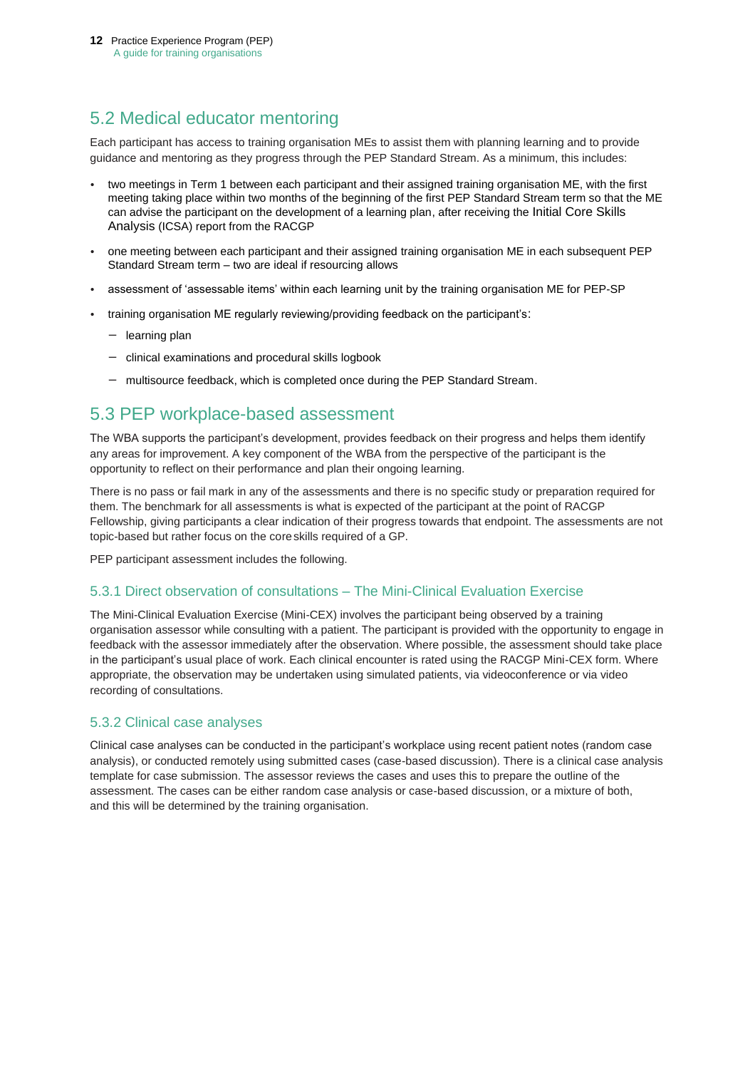## 5.2 Medical educator mentoring

Each participant has access to training organisation MEs to assist them with planning learning and to provide guidance and mentoring as they progress through the PEP Standard Stream. As a minimum, this includes:

- two meetings in Term 1 between each participant and their assigned training organisation ME, with the first meeting taking place within two months of the beginning of the first PEP Standard Stream term so that the ME can advise the participant on the development of a learning plan, after receiving the Initial Core Skills Analysis (ICSA) report from the RACGP
- one meeting between each participant and their assigned training organisation ME in each subsequent PEP Standard Stream term – two are ideal if resourcing allows
- assessment of 'assessable items' within each learning unit by the training organisation ME for PEP-SP
- training organisation ME regularly reviewing/providing feedback on the participant's:
  - learning plan
  - clinical examinations and procedural skills logbook
  - multisource feedback, which is completed once during the PEP Standard Stream.

## 5.3 PEP workplace-based assessment

The WBA supports the participant's development, provides feedback on their progress and helps them identify any areas for improvement. A key component of the WBA from the perspective of the participant is the opportunity to reflect on their performance and plan their ongoing learning.

There is no pass or fail mark in any of the assessments and there is no specific study or preparation required for them. The benchmark for all assessments is what is expected of the participant at the point of RACGP Fellowship, giving participants a clear indication of their progress towards that endpoint. The assessments are not topic-based but rather focus on the core skills required of a GP.

PEP participant assessment includes the following.

### 5.3.1 Direct observation of consultations – The Mini-Clinical Evaluation Exercise

The Mini-Clinical Evaluation Exercise (Mini-CEX) involves the participant being observed by a training organisation assessor while consulting with a patient. The participant is provided with the opportunity to engage in feedback with the assessor immediately after the observation. Where possible, the assessment should take place in the participant's usual place of work. Each clinical encounter is rated using the RACGP Mini-CEX form. Where appropriate, the observation may be undertaken using simulated patients, via videoconference or via video recording of consultations.

### 5.3.2 Clinical case analyses

Clinical case analyses can be conducted in the participant's workplace using recent patient notes (random case analysis), or conducted remotely using submitted cases (case-based discussion). There is a clinical case analysis template for case submission. The assessor reviews the cases and uses this to prepare the outline of the assessment. The cases can be either random case analysis or case-based discussion, or a mixture of both, and this will be determined by the training organisation.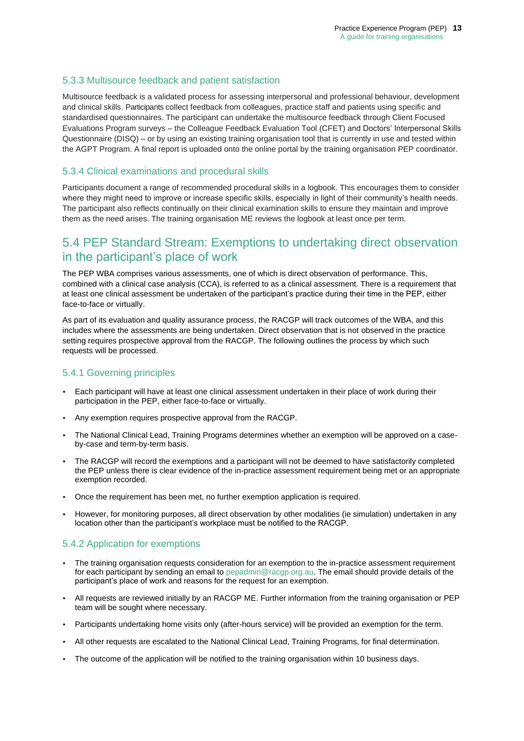### 5.3.3 Multisource feedback and patient satisfaction

Multisource feedback is a validated process for assessing interpersonal and professional behaviour, development and clinical skills. Participants collect feedback from colleagues, practice staff and patients using specific and standardised questionnaires. The participant can undertake the multisource feedback through Client Focused Evaluations Program surveys – the Colleague Feedback Evaluation Tool (CFET) and Doctors' Interpersonal Skills Questionnaire (DISQ) – or by using an existing training organisation tool that is currently in use and tested within the AGPT Program. A final report is uploaded onto the online portal by the training organisation PEP coordinator.

### 5.3.4 Clinical examinations and procedural skills

Participants document a range of recommended procedural skills in a logbook. This encourages them to consider where they might need to improve or increase specific skills, especially in light of their community's health needs. The participant also reflects continually on their clinical examination skills to ensure they maintain and improve them as the need arises. The training organisation ME reviews the logbook at least once per term.

## 5.4 PEP Standard Stream: Exemptions to undertaking direct observation in the participant's place of work

The PEP WBA comprises various assessments, one of which is direct observation of performance. This, combined with a clinical case analysis (CCA), is referred to as a clinical assessment. There is a requirement that at least one clinical assessment be undertaken of the participant's practice during their time in the PEP, either face-to-face or virtually.

As part of its evaluation and quality assurance process, the RACGP will track outcomes of the WBA, and this includes where the assessments are being undertaken. Direct observation that is not observed in the practice setting requires prospective approval from the RACGP. The following outlines the process by which such requests will be processed.

### 5.4.1 Governing principles

- Each participant will have at least one clinical assessment undertaken in their place of work during their participation in the PEP, either face-to-face or virtually.
- Any exemption requires prospective approval from the RACGP.
- The National Clinical Lead, Training Programs determines whether an exemption will be approved on a case-by-case and term-by-term basis.
- The RACGP will record the exemptions and a participant will not be deemed to have satisfactorily completed the PEP unless there is clear evidence of the in-practice assessment requirement being met or an appropriate exemption recorded.
- Once the requirement has been met, no further exemption application is required.
- However, for monitoring purposes, all direct observation by other modalities (ie simulation) undertaken in any location other than the participant's workplace must be notified to the RACGP.

### 5.4.2 Application for exemptions

- The training organisation requests consideration for an exemption to the in-practice assessment requirement for each participant by sending an email to pepadmin@racgp.org.au. The email should provide details of the participant's place of work and reasons for the request for an exemption.
- All requests are reviewed initially by an RACGP ME. Further information from the training organisation or PEP team will be sought where necessary.
- Participants undertaking home visits only (after-hours service) will be provided an exemption for the term.
- All other requests are escalated to the National Clinical Lead, Training Programs, for final determination.
- The outcome of the application will be notified to the training organisation within 10 business days.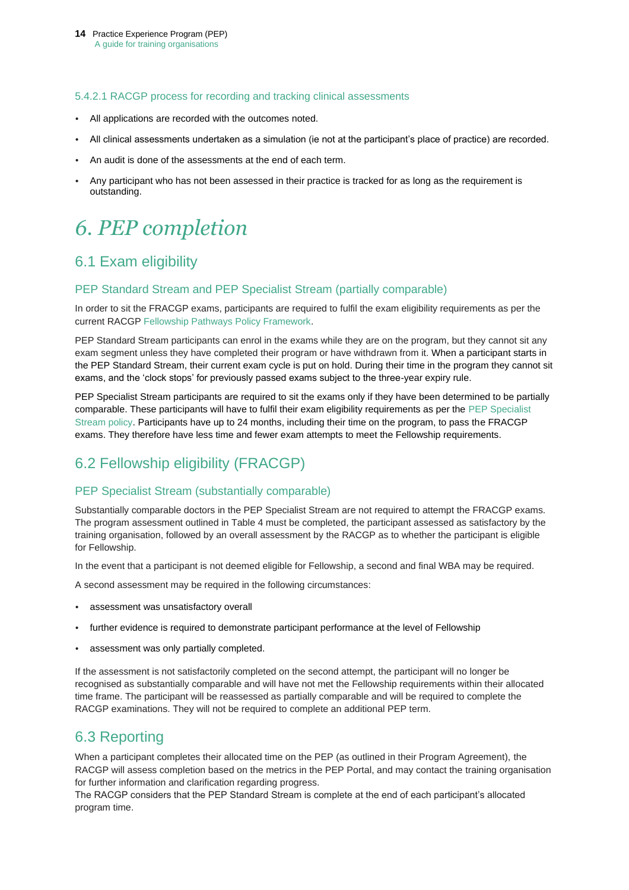#### 5.4.2.1 RACGP process for recording and tracking clinical assessments

- All applications are recorded with the outcomes noted.
- All clinical assessments undertaken as a simulation (ie not at the participant's place of practice) are recorded.
- An audit is done of the assessments at the end of each term.
- Any participant who has not been assessed in their practice is tracked for as long as the requirement is outstanding.

# 6. PEP completion

## 6.1 Exam eligibility

### PEP Standard Stream and PEP Specialist Stream (partially comparable)

In order to sit the FRACGP exams, participants are required to fulfil the exam eligibility requirements as per the current RACGP Fellowship Pathways Policy Framework.

PEP Standard Stream participants can enrol in the exams while they are on the program, but they cannot sit any exam segment unless they have completed their program or have withdrawn from it. When a participant starts in the PEP Standard Stream, their current exam cycle is put on hold. During their time in the program they cannot sit exams, and the 'clock stops' for previously passed exams subject to the three-year expiry rule.

PEP Specialist Stream participants are required to sit the exams only if they have been determined to be partially comparable. These participants will have to fulfil their exam eligibility requirements as per the PEP Specialist Stream policy. Participants have up to 24 months, including their time on the program, to pass the FRACGP exams. They therefore have less time and fewer exam attempts to meet the Fellowship requirements.

## 6.2 Fellowship eligibility (FRACGP)

### PEP Specialist Stream (substantially comparable)

Substantially comparable doctors in the PEP Specialist Stream are not required to attempt the FRACGP exams. The program assessment outlined in Table 4 must be completed, the participant assessed as satisfactory by the training organisation, followed by an overall assessment by the RACGP as to whether the participant is eligible for Fellowship.

In the event that a participant is not deemed eligible for Fellowship, a second and final WBA may be required.

A second assessment may be required in the following circumstances:

- assessment was unsatisfactory overall
- further evidence is required to demonstrate participant performance at the level of Fellowship
- assessment was only partially completed.

If the assessment is not satisfactorily completed on the second attempt, the participant will no longer be recognised as substantially comparable and will have not met the Fellowship requirements within their allocated time frame. The participant will be reassessed as partially comparable and will be required to complete the RACGP examinations. They will not be required to complete an additional PEP term.

## 6.3 Reporting

When a participant completes their allocated time on the PEP (as outlined in their Program Agreement), the RACGP will assess completion based on the metrics in the PEP Portal, and may contact the training organisation for further information and clarification regarding progress.
The RACGP considers that the PEP Standard Stream is complete at the end of each participant's allocated program time.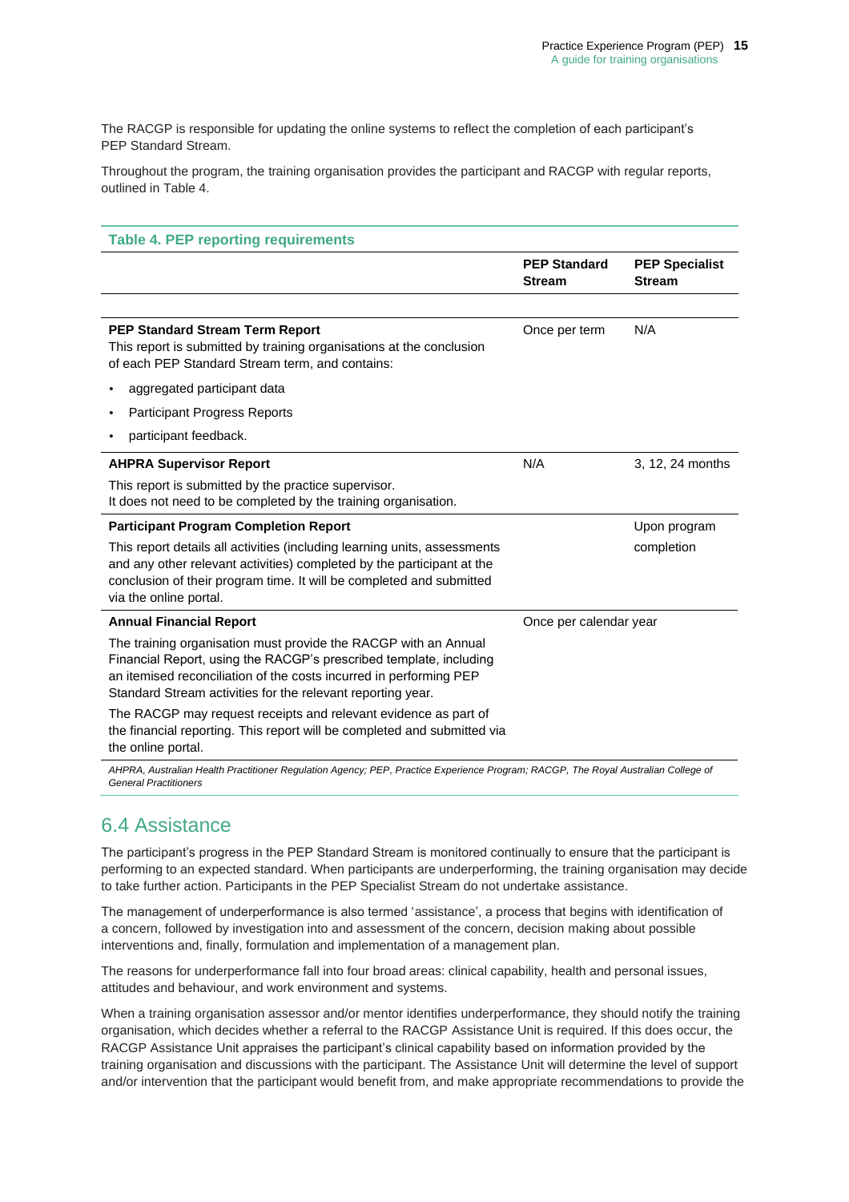The RACGP is responsible for updating the online systems to reflect the completion of each participant's PEP Standard Stream.

Throughout the program, the training organisation provides the participant and RACGP with regular reports, outlined in Table 4.

**Table 4. PEP reporting requirements**

| | PEP Standard Stream | PEP Specialist Stream |
|---|---|---|
| **PEP Standard Stream Term Report**<br>This report is submitted by training organisations at the conclusion of each PEP Standard Stream term, and contains:<br>• aggregated participant data<br>• Participant Progress Reports<br>• participant feedback. | Once per term | N/A |
| **AHPRA Supervisor Report**<br>This report is submitted by the practice supervisor.<br>It does not need to be completed by the training organisation. | N/A | 3, 12, 24 months |
| **Participant Program Completion Report**<br>This report details all activities (including learning units, assessments and any other relevant activities) completed by the participant at the conclusion of their program time. It will be completed and submitted via the online portal. | | Upon program completion |
| **Annual Financial Report**<br>The training organisation must provide the RACGP with an Annual Financial Report, using the RACGP's prescribed template, including an itemised reconciliation of the costs incurred in performing PEP Standard Stream activities for the relevant reporting year.<br>The RACGP may request receipts and relevant evidence as part of the financial reporting. This report will be completed and submitted via the online portal. | Once per calendar year | |

*AHPRA, Australian Health Practitioner Regulation Agency; PEP, Practice Experience Program; RACGP, The Royal Australian College of General Practitioners*

## 6.4 Assistance

The participant's progress in the PEP Standard Stream is monitored continually to ensure that the participant is performing to an expected standard. When participants are underperforming, the training organisation may decide to take further action. Participants in the PEP Specialist Stream do not undertake assistance.

The management of underperformance is also termed 'assistance', a process that begins with identification of a concern, followed by investigation into and assessment of the concern, decision making about possible interventions and, finally, formulation and implementation of a management plan.

The reasons for underperformance fall into four broad areas: clinical capability, health and personal issues, attitudes and behaviour, and work environment and systems.

When a training organisation assessor and/or mentor identifies underperformance, they should notify the training organisation, which decides whether a referral to the RACGP Assistance Unit is required. If this does occur, the RACGP Assistance Unit appraises the participant's clinical capability based on information provided by the training organisation and discussions with the participant. The Assistance Unit will determine the level of support and/or intervention that the participant would benefit from, and make appropriate recommendations to provide the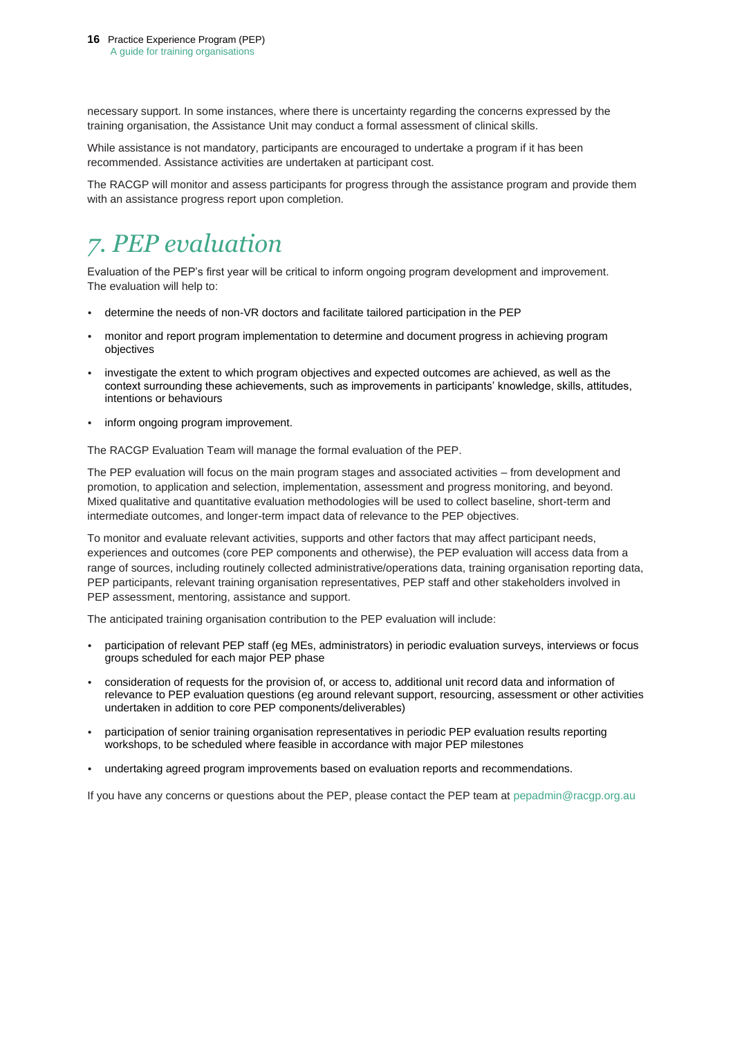necessary support. In some instances, where there is uncertainty regarding the concerns expressed by the training organisation, the Assistance Unit may conduct a formal assessment of clinical skills.

While assistance is not mandatory, participants are encouraged to undertake a program if it has been recommended. Assistance activities are undertaken at participant cost.

The RACGP will monitor and assess participants for progress through the assistance program and provide them with an assistance progress report upon completion.

# *7. PEP evaluation*

Evaluation of the PEP's first year will be critical to inform ongoing program development and improvement. The evaluation will help to:

- determine the needs of non-VR doctors and facilitate tailored participation in the PEP
- monitor and report program implementation to determine and document progress in achieving program objectives
- investigate the extent to which program objectives and expected outcomes are achieved, as well as the context surrounding these achievements, such as improvements in participants' knowledge, skills, attitudes, intentions or behaviours
- inform ongoing program improvement.

The RACGP Evaluation Team will manage the formal evaluation of the PEP.

The PEP evaluation will focus on the main program stages and associated activities – from development and promotion, to application and selection, implementation, assessment and progress monitoring, and beyond. Mixed qualitative and quantitative evaluation methodologies will be used to collect baseline, short-term and intermediate outcomes, and longer-term impact data of relevance to the PEP objectives.

To monitor and evaluate relevant activities, supports and other factors that may affect participant needs, experiences and outcomes (core PEP components and otherwise), the PEP evaluation will access data from a range of sources, including routinely collected administrative/operations data, training organisation reporting data, PEP participants, relevant training organisation representatives, PEP staff and other stakeholders involved in PEP assessment, mentoring, assistance and support.

The anticipated training organisation contribution to the PEP evaluation will include:

- participation of relevant PEP staff (eg MEs, administrators) in periodic evaluation surveys, interviews or focus groups scheduled for each major PEP phase
- consideration of requests for the provision of, or access to, additional unit record data and information of relevance to PEP evaluation questions (eg around relevant support, resourcing, assessment or other activities undertaken in addition to core PEP components/deliverables)
- participation of senior training organisation representatives in periodic PEP evaluation results reporting workshops, to be scheduled where feasible in accordance with major PEP milestones
- undertaking agreed program improvements based on evaluation reports and recommendations.

If you have any concerns or questions about the PEP, please contact the PEP team at pepadmin@racgp.org.au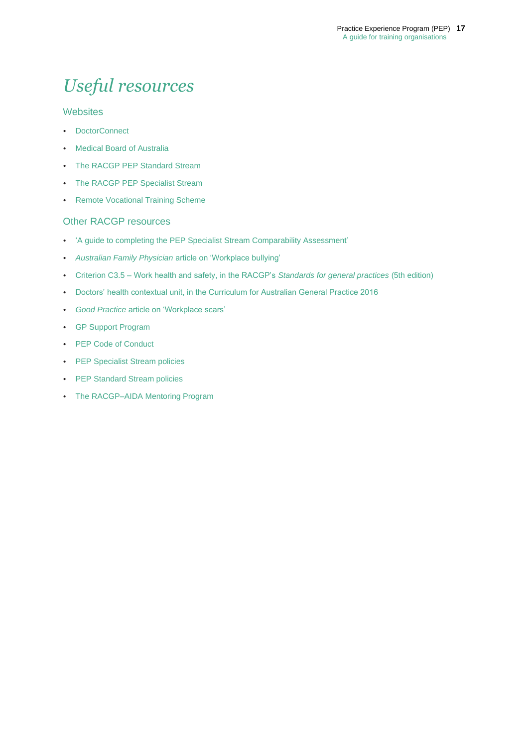# *Useful resources*

## Websites

- DoctorConnect
- Medical Board of Australia
- The RACGP PEP Standard Stream
- The RACGP PEP Specialist Stream
- Remote Vocational Training Scheme

## Other RACGP resources

- 'A guide to completing the PEP Specialist Stream Comparability Assessment'
- *Australian Family Physician* article on 'Workplace bullying'
- Criterion C3.5 – Work health and safety, in the RACGP's *Standards for general practices* (5th edition)
- Doctors' health contextual unit, in the Curriculum for Australian General Practice 2016
- *Good Practice* article on 'Workplace scars'
- GP Support Program
- PEP Code of Conduct
- PEP Specialist Stream policies
- PEP Standard Stream policies
- The RACGP–AIDA Mentoring Program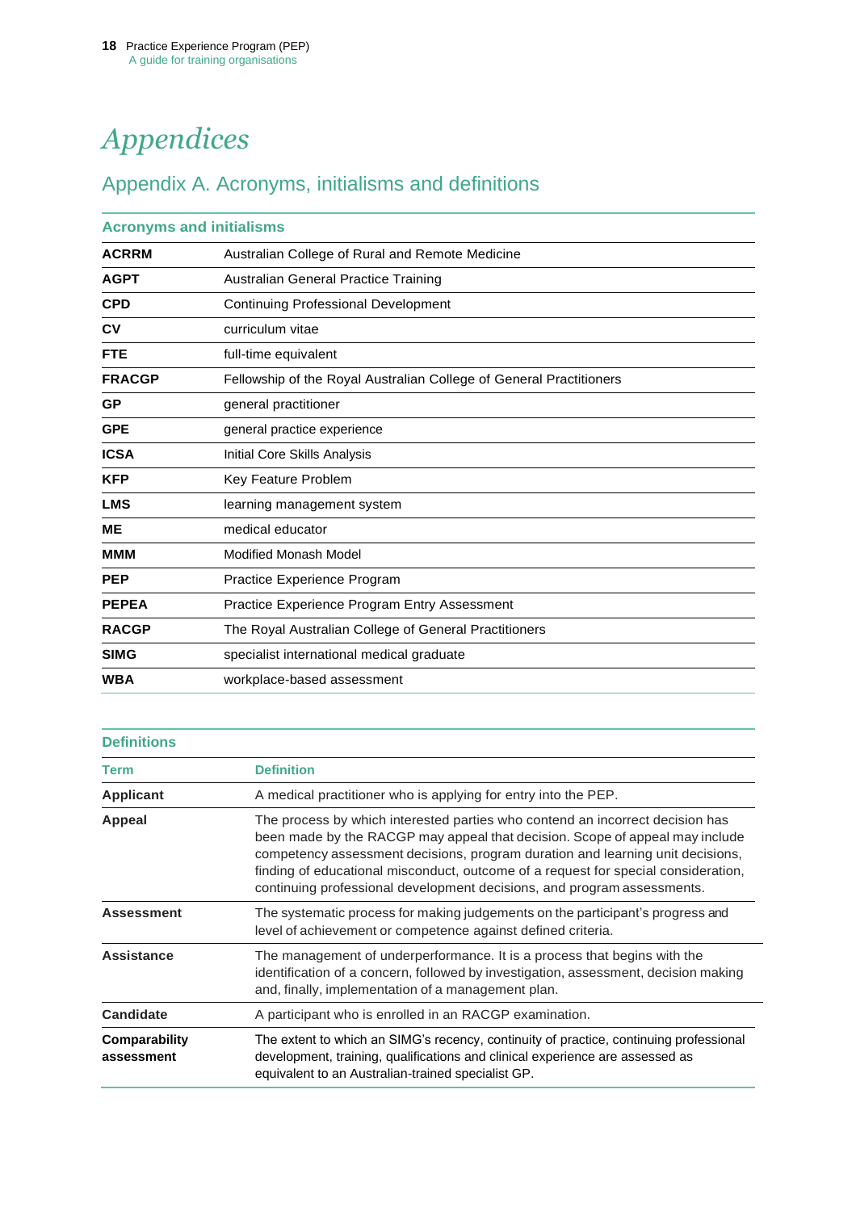# *Appendices*

## Appendix A. Acronyms, initialisms and definitions

### Acronyms and initialisms

| | |
|---|---|
| **ACRRM** | Australian College of Rural and Remote Medicine |
| **AGPT** | Australian General Practice Training |
| **CPD** | Continuing Professional Development |
| **CV** | curriculum vitae |
| **FTE** | full-time equivalent |
| **FRACGP** | Fellowship of the Royal Australian College of General Practitioners |
| **GP** | general practitioner |
| **GPE** | general practice experience |
| **ICSA** | Initial Core Skills Analysis |
| **KFP** | Key Feature Problem |
| **LMS** | learning management system |
| **ME** | medical educator |
| **MMM** | Modified Monash Model |
| **PEP** | Practice Experience Program |
| **PEPEA** | Practice Experience Program Entry Assessment |
| **RACGP** | The Royal Australian College of General Practitioners |
| **SIMG** | specialist international medical graduate |
| **WBA** | workplace-based assessment |

### Definitions

| Term | Definition |
|---|---|
| **Applicant** | A medical practitioner who is applying for entry into the PEP. |
| **Appeal** | The process by which interested parties who contend an incorrect decision has been made by the RACGP may appeal that decision. Scope of appeal may include competency assessment decisions, program duration and learning unit decisions, finding of educational misconduct, outcome of a request for special consideration, continuing professional development decisions, and program assessments. |
| **Assessment** | The systematic process for making judgements on the participant's progress and level of achievement or competence against defined criteria. |
| **Assistance** | The management of underperformance. It is a process that begins with the identification of a concern, followed by investigation, assessment, decision making and, finally, implementation of a management plan. |
| **Candidate** | A participant who is enrolled in an RACGP examination. |
| **Comparability assessment** | The extent to which an SIMG's recency, continuity of practice, continuing professional development, training, qualifications and clinical experience are assessed as equivalent to an Australian-trained specialist GP. |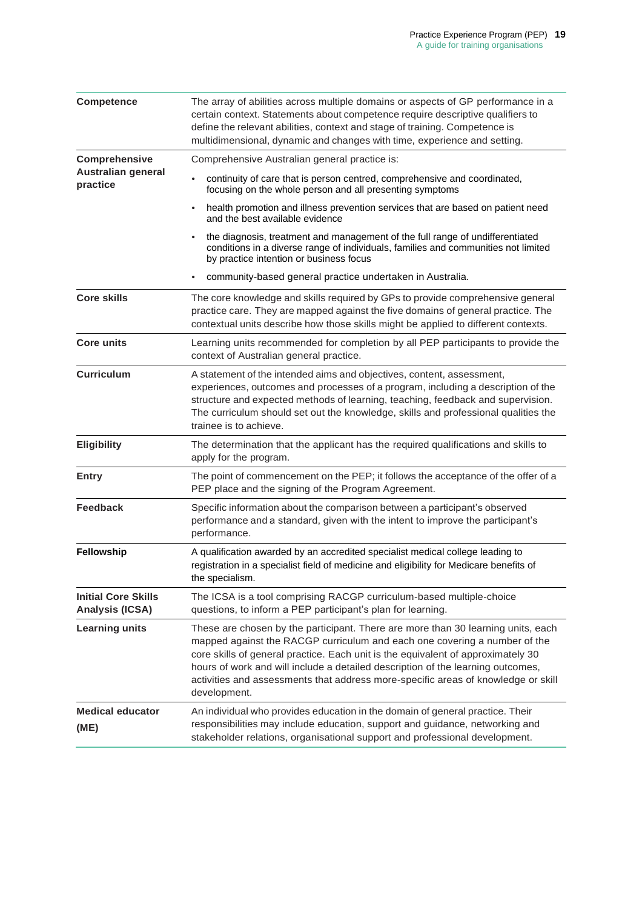| | |
|---|---|
| **Competence** | The array of abilities across multiple domains or aspects of GP performance in a certain context. Statements about competence require descriptive qualifiers to define the relevant abilities, context and stage of training. Competence is multidimensional, dynamic and changes with time, experience and setting. |
| **Comprehensive Australian general practice** | Comprehensive Australian general practice is:<br>• continuity of care that is person centred, comprehensive and coordinated, focusing on the whole person and all presenting symptoms<br>• health promotion and illness prevention services that are based on patient need and the best available evidence<br>• the diagnosis, treatment and management of the full range of undifferentiated conditions in a diverse range of individuals, families and communities not limited by practice intention or business focus<br>• community-based general practice undertaken in Australia. |
| **Core skills** | The core knowledge and skills required by GPs to provide comprehensive general practice care. They are mapped against the five domains of general practice. The contextual units describe how those skills might be applied to different contexts. |
| **Core units** | Learning units recommended for completion by all PEP participants to provide the context of Australian general practice. |
| **Curriculum** | A statement of the intended aims and objectives, content, assessment, experiences, outcomes and processes of a program, including a description of the structure and expected methods of learning, teaching, feedback and supervision. The curriculum should set out the knowledge, skills and professional qualities the trainee is to achieve. |
| **Eligibility** | The determination that the applicant has the required qualifications and skills to apply for the program. |
| **Entry** | The point of commencement on the PEP; it follows the acceptance of the offer of a PEP place and the signing of the Program Agreement. |
| **Feedback** | Specific information about the comparison between a participant's observed performance and a standard, given with the intent to improve the participant's performance. |
| **Fellowship** | A qualification awarded by an accredited specialist medical college leading to registration in a specialist field of medicine and eligibility for Medicare benefits of the specialism. |
| **Initial Core Skills Analysis (ICSA)** | The ICSA is a tool comprising RACGP curriculum-based multiple-choice questions, to inform a PEP participant's plan for learning. |
| **Learning units** | These are chosen by the participant. There are more than 30 learning units, each mapped against the RACGP curriculum and each one covering a number of the core skills of general practice. Each unit is the equivalent of approximately 30 hours of work and will include a detailed description of the learning outcomes, activities and assessments that address more-specific areas of knowledge or skill development. |
| **Medical educator (ME)** | An individual who provides education in the domain of general practice. Their responsibilities may include education, support and guidance, networking and stakeholder relations, organisational support and professional development. |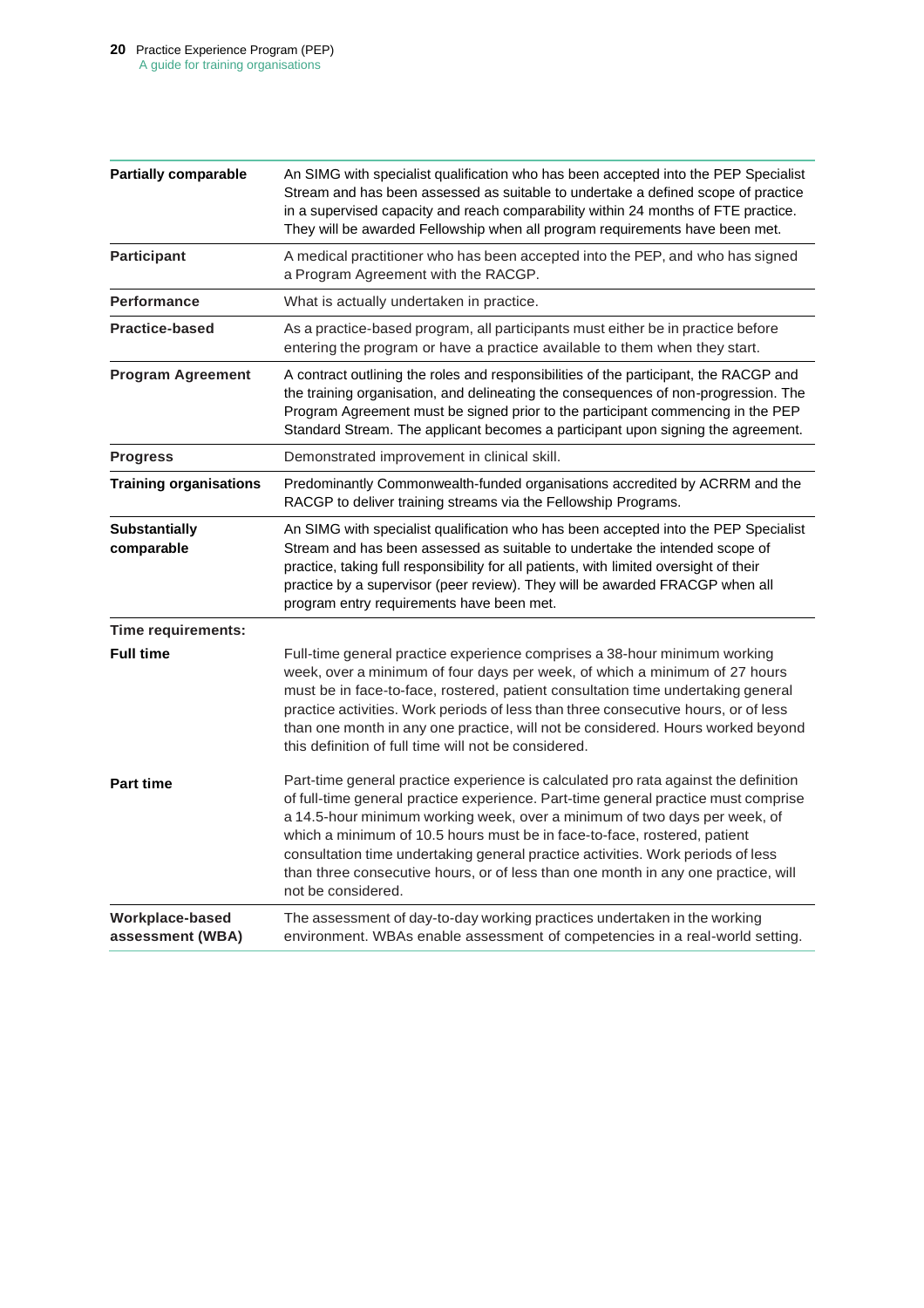| | |
|---|---|
| **Partially comparable** | An SIMG with specialist qualification who has been accepted into the PEP Specialist Stream and has been assessed as suitable to undertake a defined scope of practice in a supervised capacity and reach comparability within 24 months of FTE practice. They will be awarded Fellowship when all program requirements have been met. |
| **Participant** | A medical practitioner who has been accepted into the PEP, and who has signed a Program Agreement with the RACGP. |
| **Performance** | What is actually undertaken in practice. |
| **Practice-based** | As a practice-based program, all participants must either be in practice before entering the program or have a practice available to them when they start. |
| **Program Agreement** | A contract outlining the roles and responsibilities of the participant, the RACGP and the training organisation, and delineating the consequences of non-progression. The Program Agreement must be signed prior to the participant commencing in the PEP Standard Stream. The applicant becomes a participant upon signing the agreement. |
| **Progress** | Demonstrated improvement in clinical skill. |
| **Training organisations** | Predominantly Commonwealth-funded organisations accredited by ACRRM and the RACGP to deliver training streams via the Fellowship Programs. |
| **Substantially comparable** | An SIMG with specialist qualification who has been accepted into the PEP Specialist Stream and has been assessed as suitable to undertake the intended scope of practice, taking full responsibility for all patients, with limited oversight of their practice by a supervisor (peer review). They will be awarded FRACGP when all program entry requirements have been met. |
| **Time requirements:** | |
| **Full time** | Full-time general practice experience comprises a 38-hour minimum working week, over a minimum of four days per week, of which a minimum of 27 hours must be in face-to-face, rostered, patient consultation time undertaking general practice activities. Work periods of less than three consecutive hours, or of less than one month in any one practice, will not be considered. Hours worked beyond this definition of full time will not be considered. |
| **Part time** | Part-time general practice experience is calculated pro rata against the definition of full-time general practice experience. Part-time general practice must comprise a 14.5-hour minimum working week, over a minimum of two days per week, of which a minimum of 10.5 hours must be in face-to-face, rostered, patient consultation time undertaking general practice activities. Work periods of less than three consecutive hours, or of less than one month in any one practice, will not be considered. |
| **Workplace-based assessment (WBA)** | The assessment of day-to-day working practices undertaken in the working environment. WBAs enable assessment of competencies in a real-world setting. |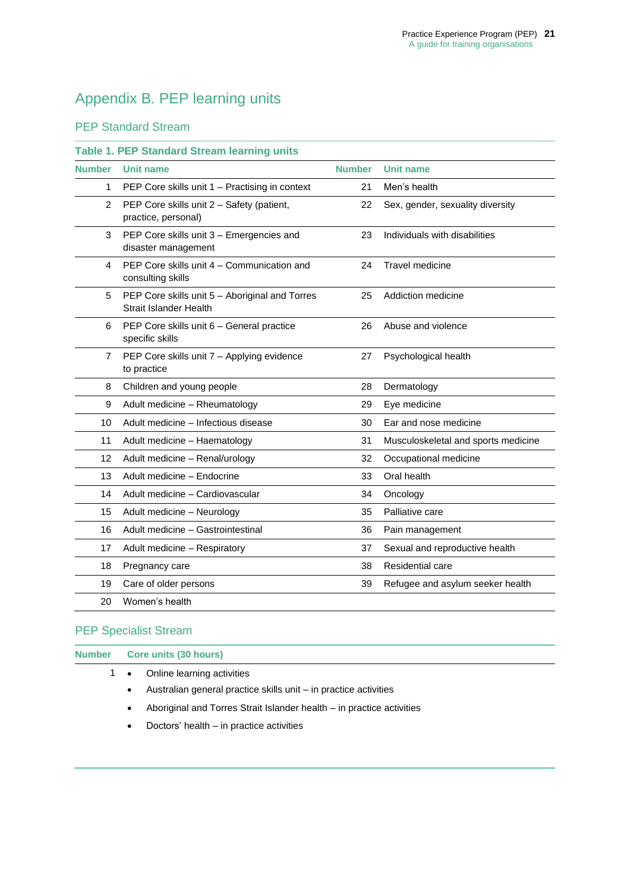# Appendix B. PEP learning units

## PEP Standard Stream

**Table 1. PEP Standard Stream learning units**

| Number | Unit name | Number | Unit name |
|---|---|---|---|
| 1 | PEP Core skills unit 1 – Practising in context | 21 | Men's health |
| 2 | PEP Core skills unit 2 – Safety (patient, practice, personal) | 22 | Sex, gender, sexuality diversity |
| 3 | PEP Core skills unit 3 – Emergencies and disaster management | 23 | Individuals with disabilities |
| 4 | PEP Core skills unit 4 – Communication and consulting skills | 24 | Travel medicine |
| 5 | PEP Core skills unit 5 – Aboriginal and Torres Strait Islander Health | 25 | Addiction medicine |
| 6 | PEP Core skills unit 6 – General practice specific skills | 26 | Abuse and violence |
| 7 | PEP Core skills unit 7 – Applying evidence to practice | 27 | Psychological health |
| 8 | Children and young people | 28 | Dermatology |
| 9 | Adult medicine – Rheumatology | 29 | Eye medicine |
| 10 | Adult medicine – Infectious disease | 30 | Ear and nose medicine |
| 11 | Adult medicine – Haematology | 31 | Musculoskeletal and sports medicine |
| 12 | Adult medicine – Renal/urology | 32 | Occupational medicine |
| 13 | Adult medicine – Endocrine | 33 | Oral health |
| 14 | Adult medicine – Cardiovascular | 34 | Oncology |
| 15 | Adult medicine – Neurology | 35 | Palliative care |
| 16 | Adult medicine – Gastrointestinal | 36 | Pain management |
| 17 | Adult medicine – Respiratory | 37 | Sexual and reproductive health |
| 18 | Pregnancy care | 38 | Residential care |
| 19 | Care of older persons | 39 | Refugee and asylum seeker health |
| 20 | Women's health | | |

## PEP Specialist Stream

| Number | Core units (30 hours) |
|---|---|
| 1 | • Online learning activities<br>• Australian general practice skills unit – in practice activities<br>• Aboriginal and Torres Strait Islander health – in practice activities<br>• Doctors' health – in practice activities |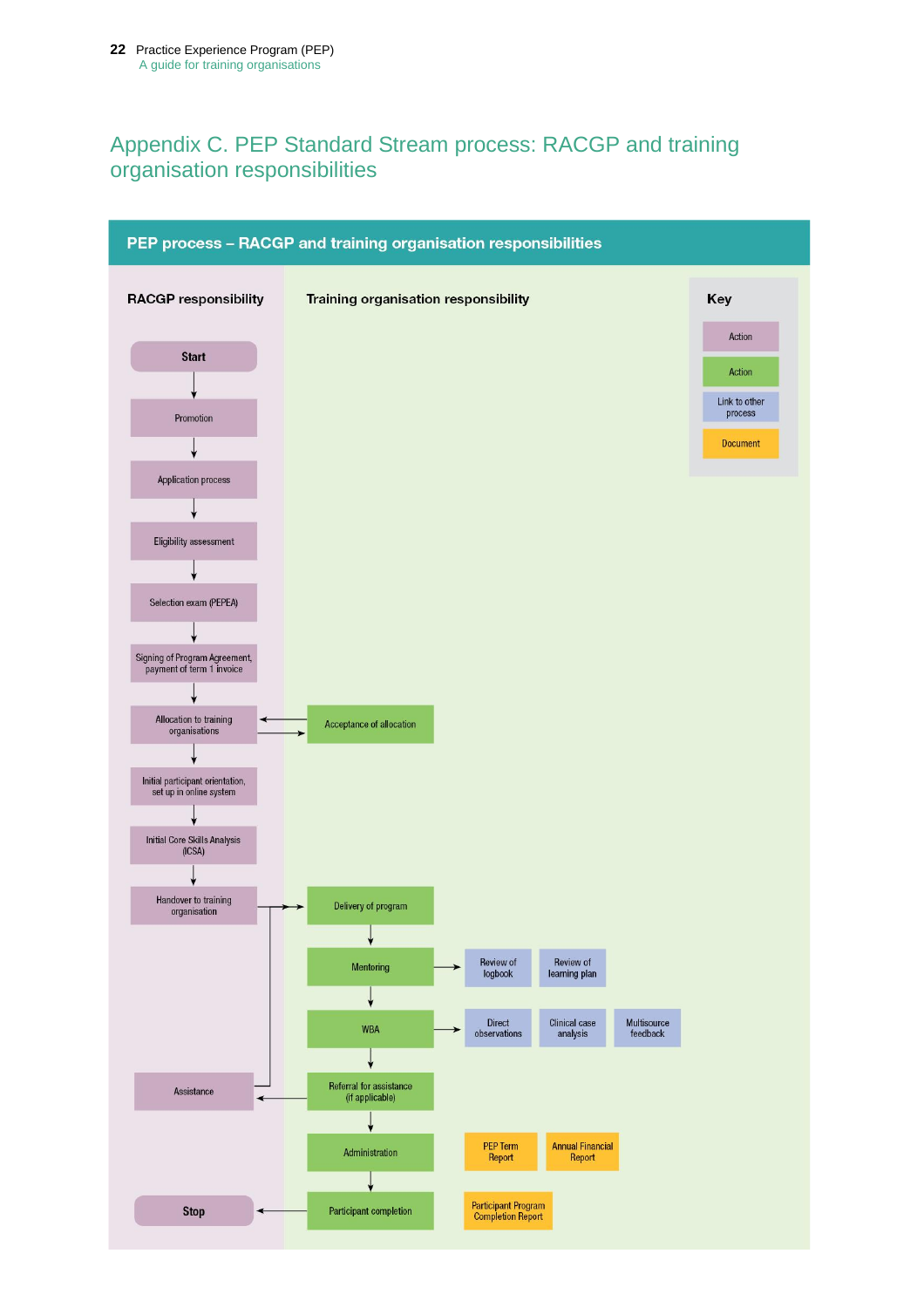# Appendix C. PEP Standard Stream process: RACGP and training organisation responsibilities

## PEP process – RACGP and training organisation responsibilities

**Key**

- Action (RACGP)
- Action (Training organisation)
- Link to other process
- Document

**RACGP responsibility**

1. Start
2. Promotion
3. Application process
4. Eligibility assessment
5. Selection exam (PEPEA)
6. Signing of Program Agreement, payment of term 1 invoice
7. Allocation to training organisations ⇄ Acceptance of allocation (Training organisation)
8. Initial participant orientation, set up in online system
9. Initial Core Skills Analysis (ICSA)
10. Handover to training organisation → Delivery of program (Training organisation)

**Training organisation responsibility**

1. Delivery of program
2. Mentoring → Review of logbook; Review of learning plan
3. WBA → Direct observations; Clinical case analysis; Multisource feedback
4. Referral for assistance (if applicable) → Assistance (RACGP) → Delivery of program
5. Administration — PEP Term Report; Annual Financial Report
6. Participant completion — Participant Program Completion Report → Stop (RACGP)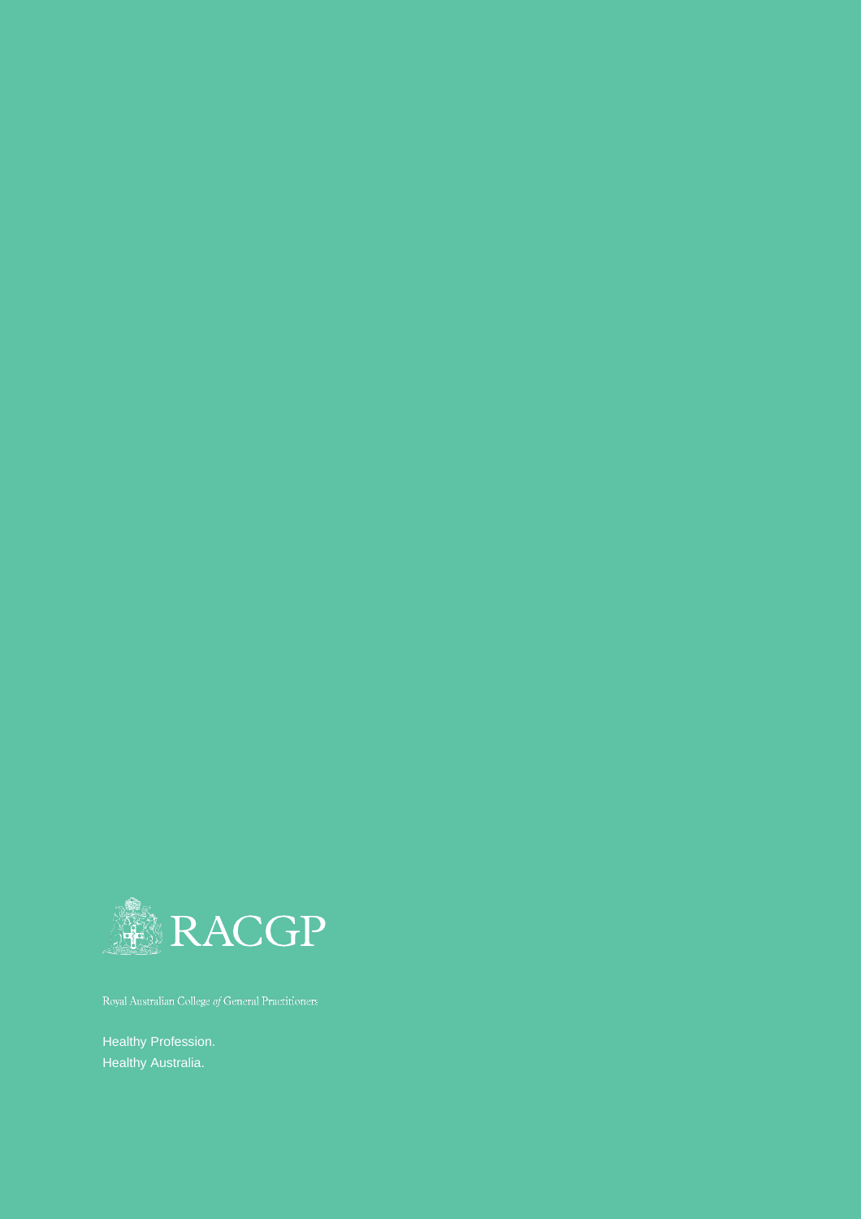RACGP

Royal Australian College *of* General Practitioners

Healthy Profession.
Healthy Australia.